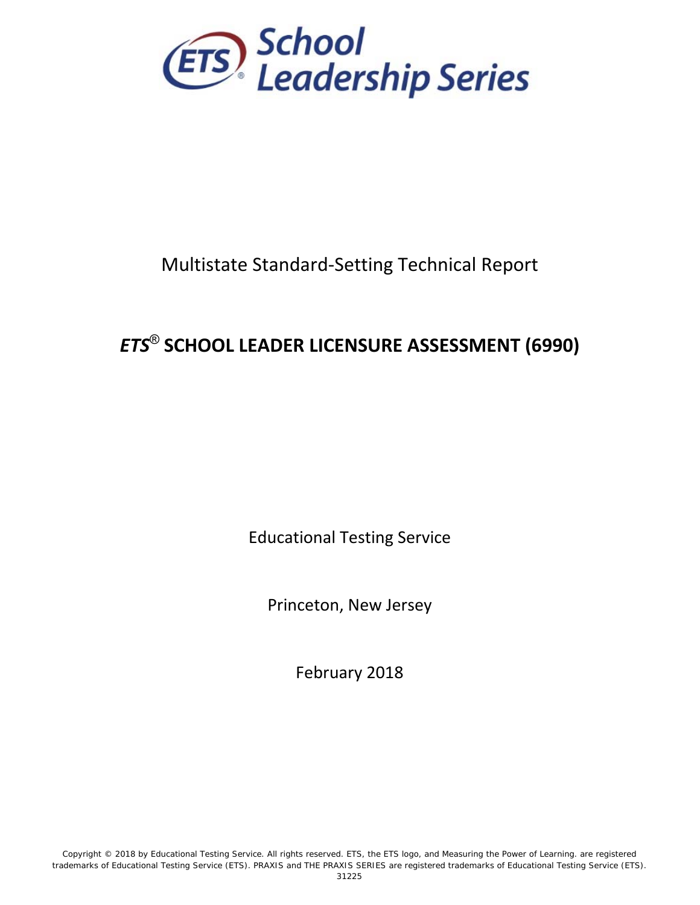ETS School Leadership Series

Multistate Standard-Setting Technical Report

# *ETS*® SCHOOL LEADER LICENSURE ASSESSMENT (6990)

Educational Testing Service

Princeton, New Jersey

February 2018

Copyright © 2018 by Educational Testing Service. All rights reserved. ETS, the ETS logo, and Measuring the Power of Learning. are registered trademarks of Educational Testing Service (ETS). PRAXIS and THE PRAXIS SERIES are registered trademarks of Educational Testing Service (ETS). 31225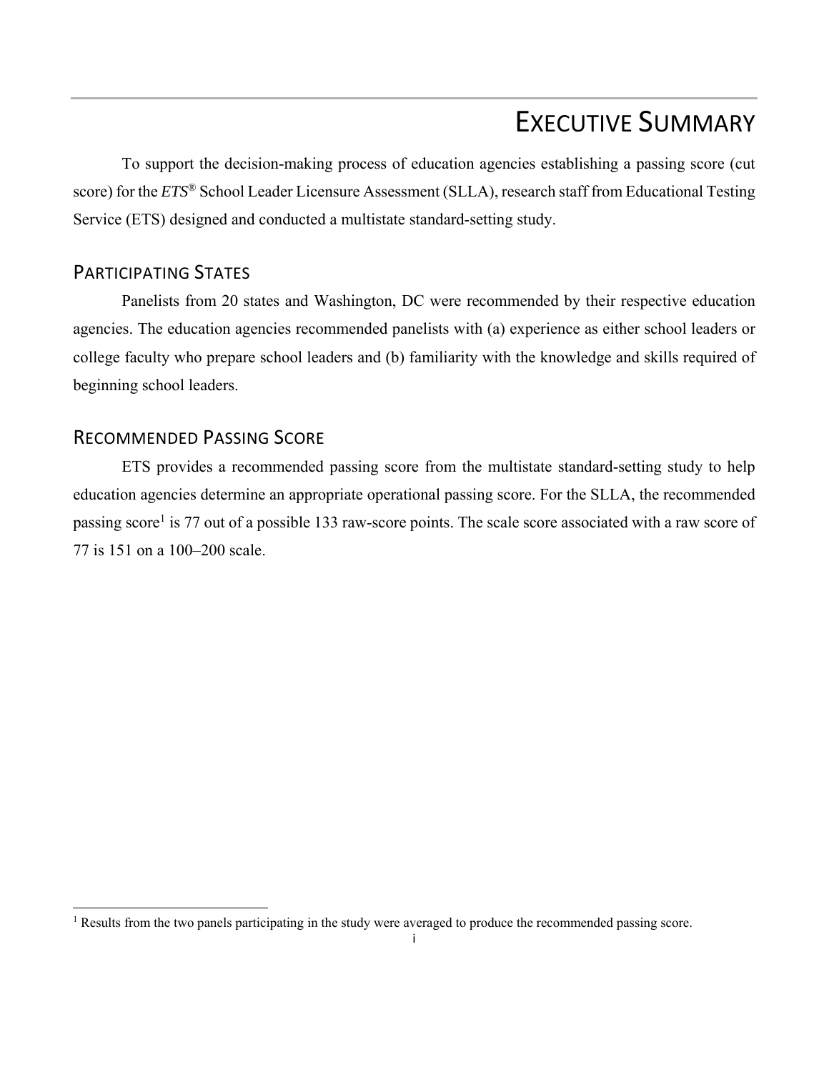# EXECUTIVE SUMMARY

To support the decision-making process of education agencies establishing a passing score (cut score) for the *ETS*® School Leader Licensure Assessment (SLLA), research staff from Educational Testing Service (ETS) designed and conducted a multistate standard-setting study.

## PARTICIPATING STATES

Panelists from 20 states and Washington, DC were recommended by their respective education agencies. The education agencies recommended panelists with (a) experience as either school leaders or college faculty who prepare school leaders and (b) familiarity with the knowledge and skills required of beginning school leaders.

## RECOMMENDED PASSING SCORE

ETS provides a recommended passing score from the multistate standard-setting study to help education agencies determine an appropriate operational passing score. For the SLLA, the recommended passing score[1] is 77 out of a possible 133 raw-score points. The scale score associated with a raw score of 77 is 151 on a 100–200 scale.

---

[1] Results from the two panels participating in the study were averaged to produce the recommended passing score.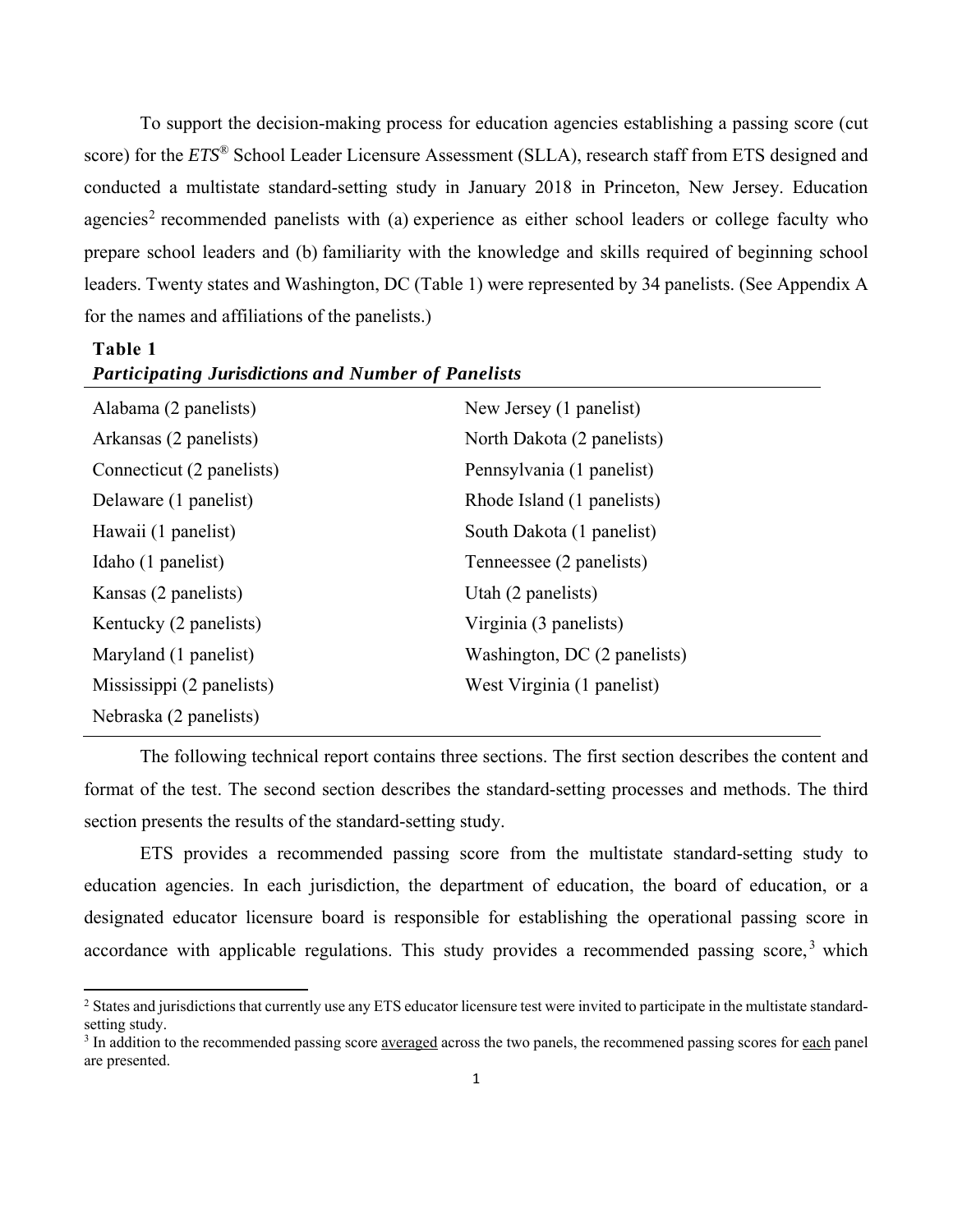To support the decision-making process for education agencies establishing a passing score (cut score) for the *ETS*® School Leader Licensure Assessment (SLLA), research staff from ETS designed and conducted a multistate standard-setting study in January 2018 in Princeton, New Jersey. Education agencies[2] recommended panelists with (a) experience as either school leaders or college faculty who prepare school leaders and (b) familiarity with the knowledge and skills required of beginning school leaders. Twenty states and Washington, DC (Table 1) were represented by 34 panelists. (See Appendix A for the names and affiliations of the panelists.)

**Table 1**
***Participating Jurisdictions and Number of Panelists***

| | |
|---|---|
| Alabama (2 panelists) | New Jersey (1 panelist) |
| Arkansas (2 panelists) | North Dakota (2 panelists) |
| Connecticut (2 panelists) | Pennsylvania (1 panelist) |
| Delaware (1 panelist) | Rhode Island (1 panelists) |
| Hawaii (1 panelist) | South Dakota (1 panelist) |
| Idaho (1 panelist) | Tenneessee (2 panelists) |
| Kansas (2 panelists) | Utah (2 panelists) |
| Kentucky (2 panelists) | Virginia (3 panelists) |
| Maryland (1 panelist) | Washington, DC (2 panelists) |
| Mississippi (2 panelists) | West Virginia (1 panelist) |
| Nebraska (2 panelists) | |

The following technical report contains three sections. The first section describes the content and format of the test. The second section describes the standard-setting processes and methods. The third section presents the results of the standard-setting study.

ETS provides a recommended passing score from the multistate standard-setting study to education agencies. In each jurisdiction, the department of education, the board of education, or a designated educator licensure board is responsible for establishing the operational passing score in accordance with applicable regulations. This study provides a recommended passing score,[3] which

[2] States and jurisdictions that currently use any ETS educator licensure test were invited to participate in the multistate standard-setting study.

[3] In addition to the recommended passing score averaged across the two panels, the recommened passing scores for each panel are presented.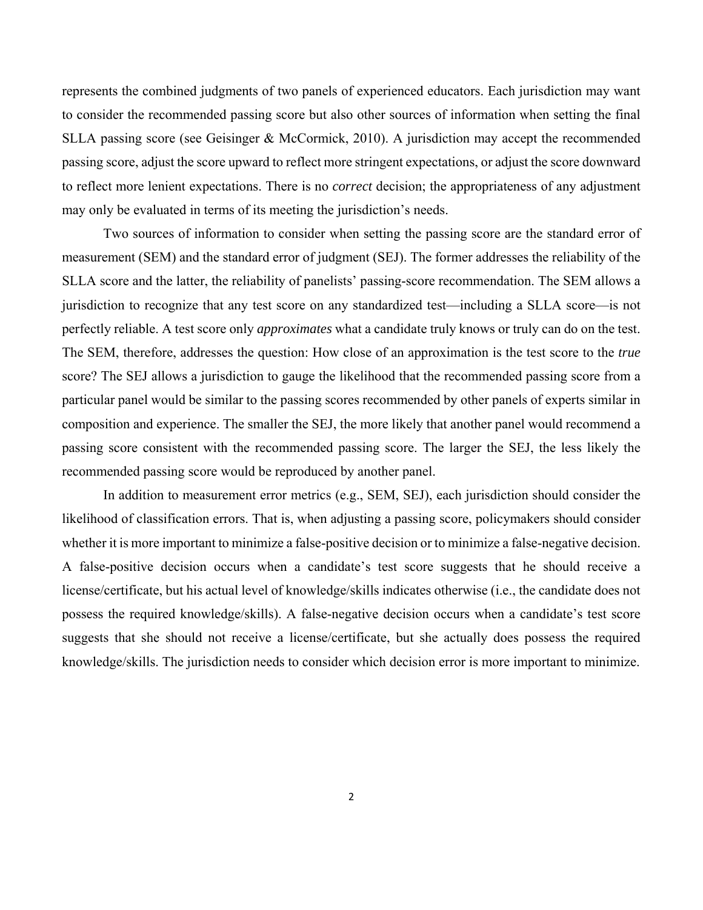represents the combined judgments of two panels of experienced educators. Each jurisdiction may want to consider the recommended passing score but also other sources of information when setting the final SLLA passing score (see Geisinger & McCormick, 2010). A jurisdiction may accept the recommended passing score, adjust the score upward to reflect more stringent expectations, or adjust the score downward to reflect more lenient expectations. There is no *correct* decision; the appropriateness of any adjustment may only be evaluated in terms of its meeting the jurisdiction's needs.

Two sources of information to consider when setting the passing score are the standard error of measurement (SEM) and the standard error of judgment (SEJ). The former addresses the reliability of the SLLA score and the latter, the reliability of panelists' passing-score recommendation. The SEM allows a jurisdiction to recognize that any test score on any standardized test—including a SLLA score—is not perfectly reliable. A test score only *approximates* what a candidate truly knows or truly can do on the test. The SEM, therefore, addresses the question: How close of an approximation is the test score to the *true* score? The SEJ allows a jurisdiction to gauge the likelihood that the recommended passing score from a particular panel would be similar to the passing scores recommended by other panels of experts similar in composition and experience. The smaller the SEJ, the more likely that another panel would recommend a passing score consistent with the recommended passing score. The larger the SEJ, the less likely the recommended passing score would be reproduced by another panel.

In addition to measurement error metrics (e.g., SEM, SEJ), each jurisdiction should consider the likelihood of classification errors. That is, when adjusting a passing score, policymakers should consider whether it is more important to minimize a false-positive decision or to minimize a false-negative decision. A false-positive decision occurs when a candidate's test score suggests that he should receive a license/certificate, but his actual level of knowledge/skills indicates otherwise (i.e., the candidate does not possess the required knowledge/skills). A false-negative decision occurs when a candidate's test score suggests that she should not receive a license/certificate, but she actually does possess the required knowledge/skills. The jurisdiction needs to consider which decision error is more important to minimize.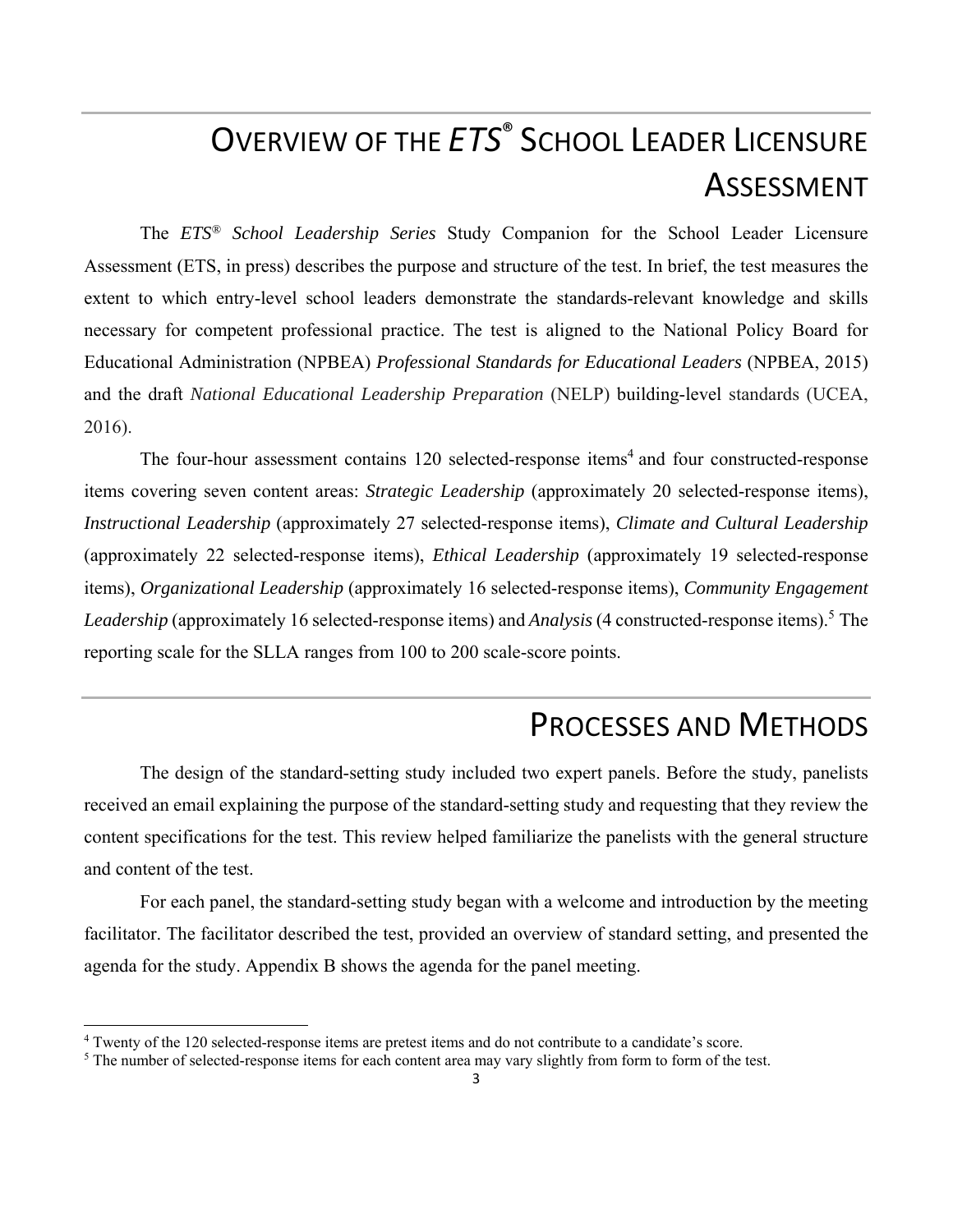# Overview of the *ETS*® School Leader Licensure Assessment

The *ETS® School Leadership Series* Study Companion for the School Leader Licensure Assessment (ETS, in press) describes the purpose and structure of the test. In brief, the test measures the extent to which entry-level school leaders demonstrate the standards-relevant knowledge and skills necessary for competent professional practice. The test is aligned to the National Policy Board for Educational Administration (NPBEA) *Professional Standards for Educational Leaders* (NPBEA, 2015) and the draft *National Educational Leadership Preparation* (NELP) building-level standards (UCEA, 2016).

The four-hour assessment contains 120 selected-response items[4] and four constructed-response items covering seven content areas: *Strategic Leadership* (approximately 20 selected-response items), *Instructional Leadership* (approximately 27 selected-response items), *Climate and Cultural Leadership* (approximately 22 selected-response items), *Ethical Leadership* (approximately 19 selected-response items), *Organizational Leadership* (approximately 16 selected-response items), *Community Engagement Leadership* (approximately 16 selected-response items) and *Analysis* (4 constructed-response items).[5] The reporting scale for the SLLA ranges from 100 to 200 scale-score points.

# Processes and Methods

The design of the standard-setting study included two expert panels. Before the study, panelists received an email explaining the purpose of the standard-setting study and requesting that they review the content specifications for the test. This review helped familiarize the panelists with the general structure and content of the test.

For each panel, the standard-setting study began with a welcome and introduction by the meeting facilitator. The facilitator described the test, provided an overview of standard setting, and presented the agenda for the study. Appendix B shows the agenda for the panel meeting.

---

[4] Twenty of the 120 selected-response items are pretest items and do not contribute to a candidate's score.

[5] The number of selected-response items for each content area may vary slightly from form to form of the test.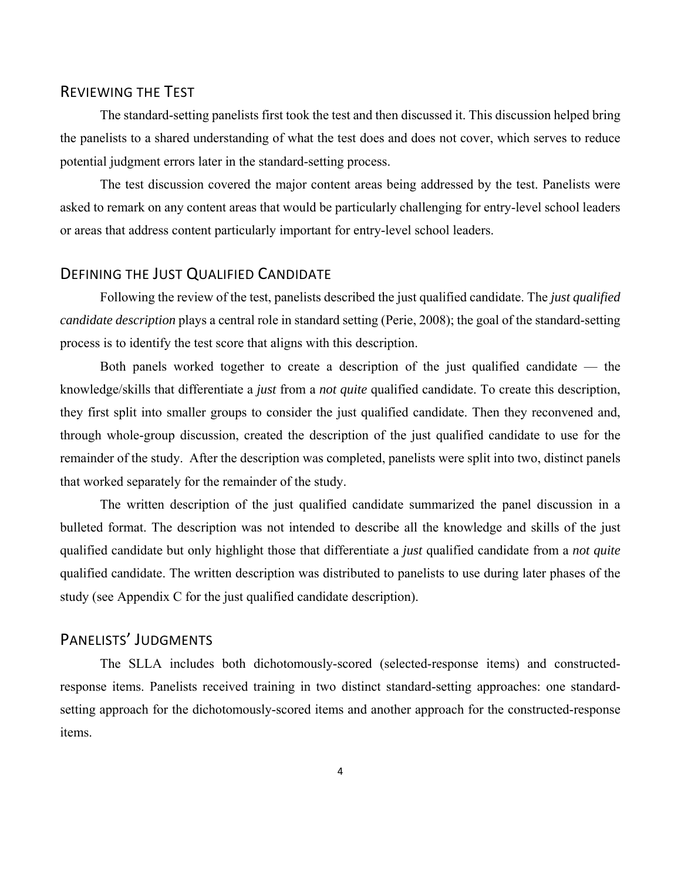## Reviewing the Test

The standard-setting panelists first took the test and then discussed it. This discussion helped bring the panelists to a shared understanding of what the test does and does not cover, which serves to reduce potential judgment errors later in the standard-setting process.

The test discussion covered the major content areas being addressed by the test. Panelists were asked to remark on any content areas that would be particularly challenging for entry-level school leaders or areas that address content particularly important for entry-level school leaders.

## Defining the Just Qualified Candidate

Following the review of the test, panelists described the just qualified candidate. The *just qualified candidate description* plays a central role in standard setting (Perie, 2008); the goal of the standard-setting process is to identify the test score that aligns with this description.

Both panels worked together to create a description of the just qualified candidate — the knowledge/skills that differentiate a *just* from a *not quite* qualified candidate. To create this description, they first split into smaller groups to consider the just qualified candidate. Then they reconvened and, through whole-group discussion, created the description of the just qualified candidate to use for the remainder of the study. After the description was completed, panelists were split into two, distinct panels that worked separately for the remainder of the study.

The written description of the just qualified candidate summarized the panel discussion in a bulleted format. The description was not intended to describe all the knowledge and skills of the just qualified candidate but only highlight those that differentiate a *just* qualified candidate from a *not quite* qualified candidate. The written description was distributed to panelists to use during later phases of the study (see Appendix C for the just qualified candidate description).

## Panelists' Judgments

The SLLA includes both dichotomously-scored (selected-response items) and constructed-response items. Panelists received training in two distinct standard-setting approaches: one standard-setting approach for the dichotomously-scored items and another approach for the constructed-response items.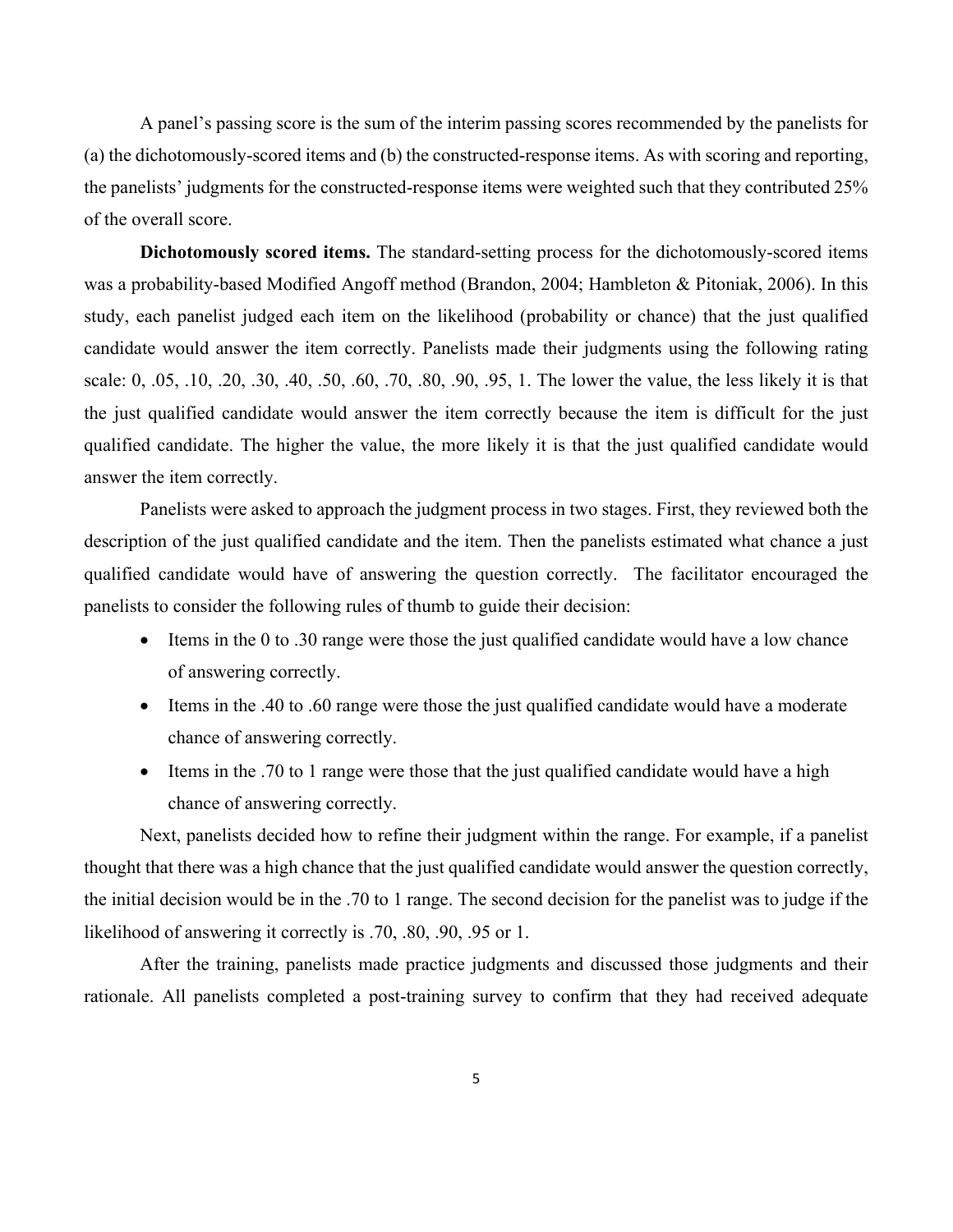A panel's passing score is the sum of the interim passing scores recommended by the panelists for (a) the dichotomously-scored items and (b) the constructed-response items. As with scoring and reporting, the panelists' judgments for the constructed-response items were weighted such that they contributed 25% of the overall score.

**Dichotomously scored items.** The standard-setting process for the dichotomously-scored items was a probability-based Modified Angoff method (Brandon, 2004; Hambleton & Pitoniak, 2006). In this study, each panelist judged each item on the likelihood (probability or chance) that the just qualified candidate would answer the item correctly. Panelists made their judgments using the following rating scale: 0, .05, .10, .20, .30, .40, .50, .60, .70, .80, .90, .95, 1. The lower the value, the less likely it is that the just qualified candidate would answer the item correctly because the item is difficult for the just qualified candidate. The higher the value, the more likely it is that the just qualified candidate would answer the item correctly.

Panelists were asked to approach the judgment process in two stages. First, they reviewed both the description of the just qualified candidate and the item. Then the panelists estimated what chance a just qualified candidate would have of answering the question correctly. The facilitator encouraged the panelists to consider the following rules of thumb to guide their decision:

- Items in the 0 to .30 range were those the just qualified candidate would have a low chance of answering correctly.
- Items in the .40 to .60 range were those the just qualified candidate would have a moderate chance of answering correctly.
- Items in the .70 to 1 range were those that the just qualified candidate would have a high chance of answering correctly.

Next, panelists decided how to refine their judgment within the range. For example, if a panelist thought that there was a high chance that the just qualified candidate would answer the question correctly, the initial decision would be in the .70 to 1 range. The second decision for the panelist was to judge if the likelihood of answering it correctly is .70, .80, .90, .95 or 1.

After the training, panelists made practice judgments and discussed those judgments and their rationale. All panelists completed a post-training survey to confirm that they had received adequate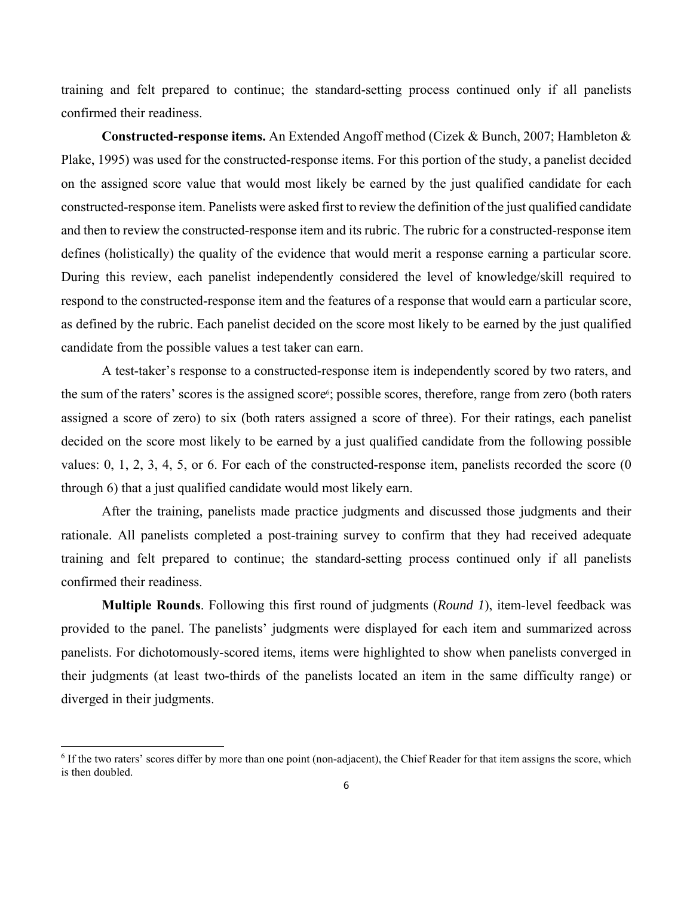training and felt prepared to continue; the standard-setting process continued only if all panelists confirmed their readiness.

**Constructed-response items.** An Extended Angoff method (Cizek & Bunch, 2007; Hambleton & Plake, 1995) was used for the constructed-response items. For this portion of the study, a panelist decided on the assigned score value that would most likely be earned by the just qualified candidate for each constructed-response item. Panelists were asked first to review the definition of the just qualified candidate and then to review the constructed-response item and its rubric. The rubric for a constructed-response item defines (holistically) the quality of the evidence that would merit a response earning a particular score. During this review, each panelist independently considered the level of knowledge/skill required to respond to the constructed-response item and the features of a response that would earn a particular score, as defined by the rubric. Each panelist decided on the score most likely to be earned by the just qualified candidate from the possible values a test taker can earn.

A test-taker's response to a constructed-response item is independently scored by two raters, and the sum of the raters' scores is the assigned score[6]; possible scores, therefore, range from zero (both raters assigned a score of zero) to six (both raters assigned a score of three). For their ratings, each panelist decided on the score most likely to be earned by a just qualified candidate from the following possible values: 0, 1, 2, 3, 4, 5, or 6. For each of the constructed-response item, panelists recorded the score (0 through 6) that a just qualified candidate would most likely earn.

After the training, panelists made practice judgments and discussed those judgments and their rationale. All panelists completed a post-training survey to confirm that they had received adequate training and felt prepared to continue; the standard-setting process continued only if all panelists confirmed their readiness.

**Multiple Rounds**. Following this first round of judgments (*Round 1*), item-level feedback was provided to the panel. The panelists' judgments were displayed for each item and summarized across panelists. For dichotomously-scored items, items were highlighted to show when panelists converged in their judgments (at least two-thirds of the panelists located an item in the same difficulty range) or diverged in their judgments.

[6] If the two raters' scores differ by more than one point (non-adjacent), the Chief Reader for that item assigns the score, which is then doubled.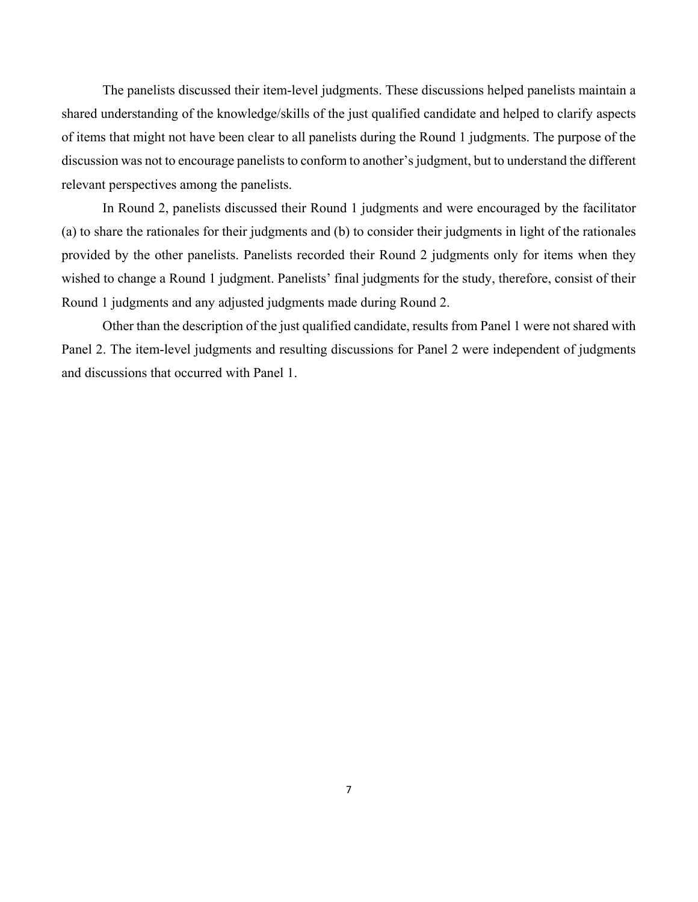The panelists discussed their item-level judgments. These discussions helped panelists maintain a shared understanding of the knowledge/skills of the just qualified candidate and helped to clarify aspects of items that might not have been clear to all panelists during the Round 1 judgments. The purpose of the discussion was not to encourage panelists to conform to another's judgment, but to understand the different relevant perspectives among the panelists.

In Round 2, panelists discussed their Round 1 judgments and were encouraged by the facilitator (a) to share the rationales for their judgments and (b) to consider their judgments in light of the rationales provided by the other panelists. Panelists recorded their Round 2 judgments only for items when they wished to change a Round 1 judgment. Panelists' final judgments for the study, therefore, consist of their Round 1 judgments and any adjusted judgments made during Round 2.

Other than the description of the just qualified candidate, results from Panel 1 were not shared with Panel 2. The item-level judgments and resulting discussions for Panel 2 were independent of judgments and discussions that occurred with Panel 1.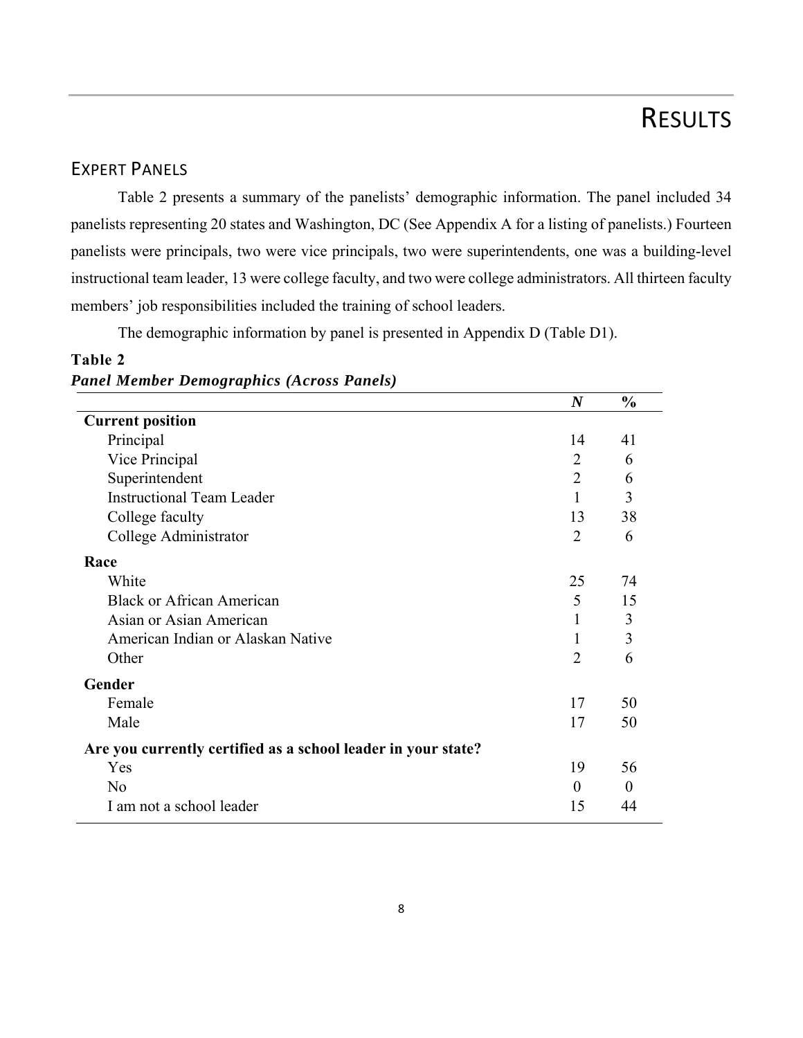# RESULTS

## EXPERT PANELS

Table 2 presents a summary of the panelists' demographic information. The panel included 34 panelists representing 20 states and Washington, DC (See Appendix A for a listing of panelists.) Fourteen panelists were principals, two were vice principals, two were superintendents, one was a building-level instructional team leader, 13 were college faculty, and two were college administrators. All thirteen faculty members' job responsibilities included the training of school leaders.

The demographic information by panel is presented in Appendix D (Table D1).

**Table 2**

***Panel Member Demographics (Across Panels)***

| | *N* | % |
|---|---|---|
| **Current position** | | |
| Principal | 14 | 41 |
| Vice Principal | 2 | 6 |
| Superintendent | 2 | 6 |
| Instructional Team Leader | 1 | 3 |
| College faculty | 13 | 38 |
| College Administrator | 2 | 6 |
| **Race** | | |
| White | 25 | 74 |
| Black or African American | 5 | 15 |
| Asian or Asian American | 1 | 3 |
| American Indian or Alaskan Native | 1 | 3 |
| Other | 2 | 6 |
| **Gender** | | |
| Female | 17 | 50 |
| Male | 17 | 50 |
| **Are you currently certified as a school leader in your state?** | | |
| Yes | 19 | 56 |
| No | 0 | 0 |
| I am not a school leader | 15 | 44 |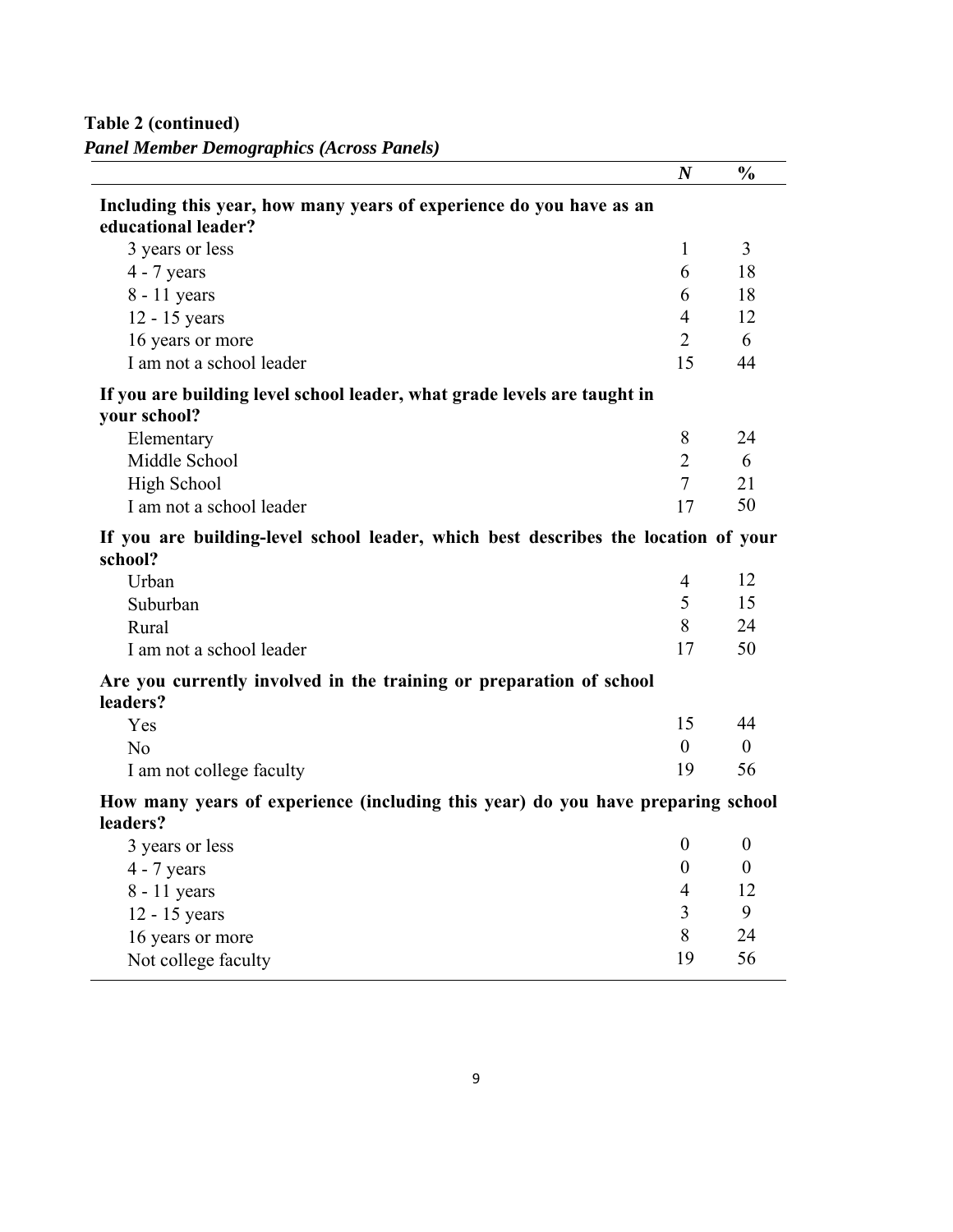**Table 2 (continued)**

***Panel Member Demographics (Across Panels)***

| | ***N*** | **%** |
|---|---|---|
| **Including this year, how many years of experience do you have as an educational leader?** | | |
| 3 years or less | 1 | 3 |
| 4 - 7 years | 6 | 18 |
| 8 - 11 years | 6 | 18 |
| 12 - 15 years | 4 | 12 |
| 16 years or more | 2 | 6 |
| I am not a school leader | 15 | 44 |
| **If you are building level school leader, what grade levels are taught in your school?** | | |
| Elementary | 8 | 24 |
| Middle School | 2 | 6 |
| High School | 7 | 21 |
| I am not a school leader | 17 | 50 |
| **If you are building-level school leader, which best describes the location of your school?** | | |
| Urban | 4 | 12 |
| Suburban | 5 | 15 |
| Rural | 8 | 24 |
| I am not a school leader | 17 | 50 |
| **Are you currently involved in the training or preparation of school leaders?** | | |
| Yes | 15 | 44 |
| No | 0 | 0 |
| I am not college faculty | 19 | 56 |
| **How many years of experience (including this year) do you have preparing school leaders?** | | |
| 3 years or less | 0 | 0 |
| 4 - 7 years | 0 | 0 |
| 8 - 11 years | 4 | 12 |
| 12 - 15 years | 3 | 9 |
| 16 years or more | 8 | 24 |
| Not college faculty | 19 | 56 |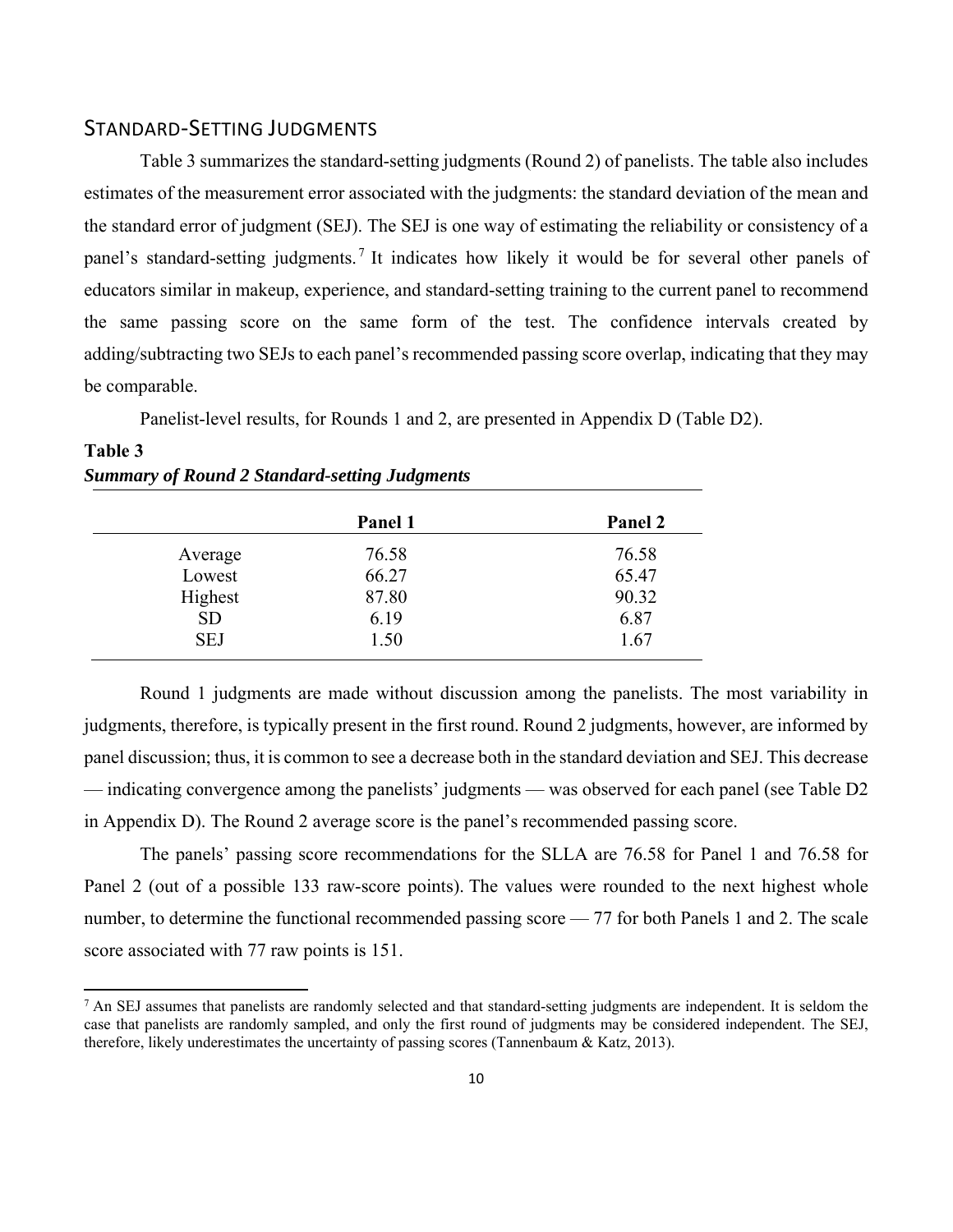## STANDARD-SETTING JUDGMENTS

Table 3 summarizes the standard-setting judgments (Round 2) of panelists. The table also includes estimates of the measurement error associated with the judgments: the standard deviation of the mean and the standard error of judgment (SEJ). The SEJ is one way of estimating the reliability or consistency of a panel's standard-setting judgments.[7] It indicates how likely it would be for several other panels of educators similar in makeup, experience, and standard-setting training to the current panel to recommend the same passing score on the same form of the test. The confidence intervals created by adding/subtracting two SEJs to each panel's recommended passing score overlap, indicating that they may be comparable.

Panelist-level results, for Rounds 1 and 2, are presented in Appendix D (Table D2).

**Table 3**
***Summary of Round 2 Standard-setting Judgments***

| | **Panel 1** | **Panel 2** |
|---|---|---|
| Average | 76.58 | 76.58 |
| Lowest | 66.27 | 65.47 |
| Highest | 87.80 | 90.32 |
| SD | 6.19 | 6.87 |
| SEJ | 1.50 | 1.67 |

Round 1 judgments are made without discussion among the panelists. The most variability in judgments, therefore, is typically present in the first round. Round 2 judgments, however, are informed by panel discussion; thus, it is common to see a decrease both in the standard deviation and SEJ. This decrease — indicating convergence among the panelists' judgments — was observed for each panel (see Table D2 in Appendix D). The Round 2 average score is the panel's recommended passing score.

The panels' passing score recommendations for the SLLA are 76.58 for Panel 1 and 76.58 for Panel 2 (out of a possible 133 raw-score points). The values were rounded to the next highest whole number, to determine the functional recommended passing score — 77 for both Panels 1 and 2. The scale score associated with 77 raw points is 151.

[7] An SEJ assumes that panelists are randomly selected and that standard-setting judgments are independent. It is seldom the case that panelists are randomly sampled, and only the first round of judgments may be considered independent. The SEJ, therefore, likely underestimates the uncertainty of passing scores (Tannenbaum & Katz, 2013).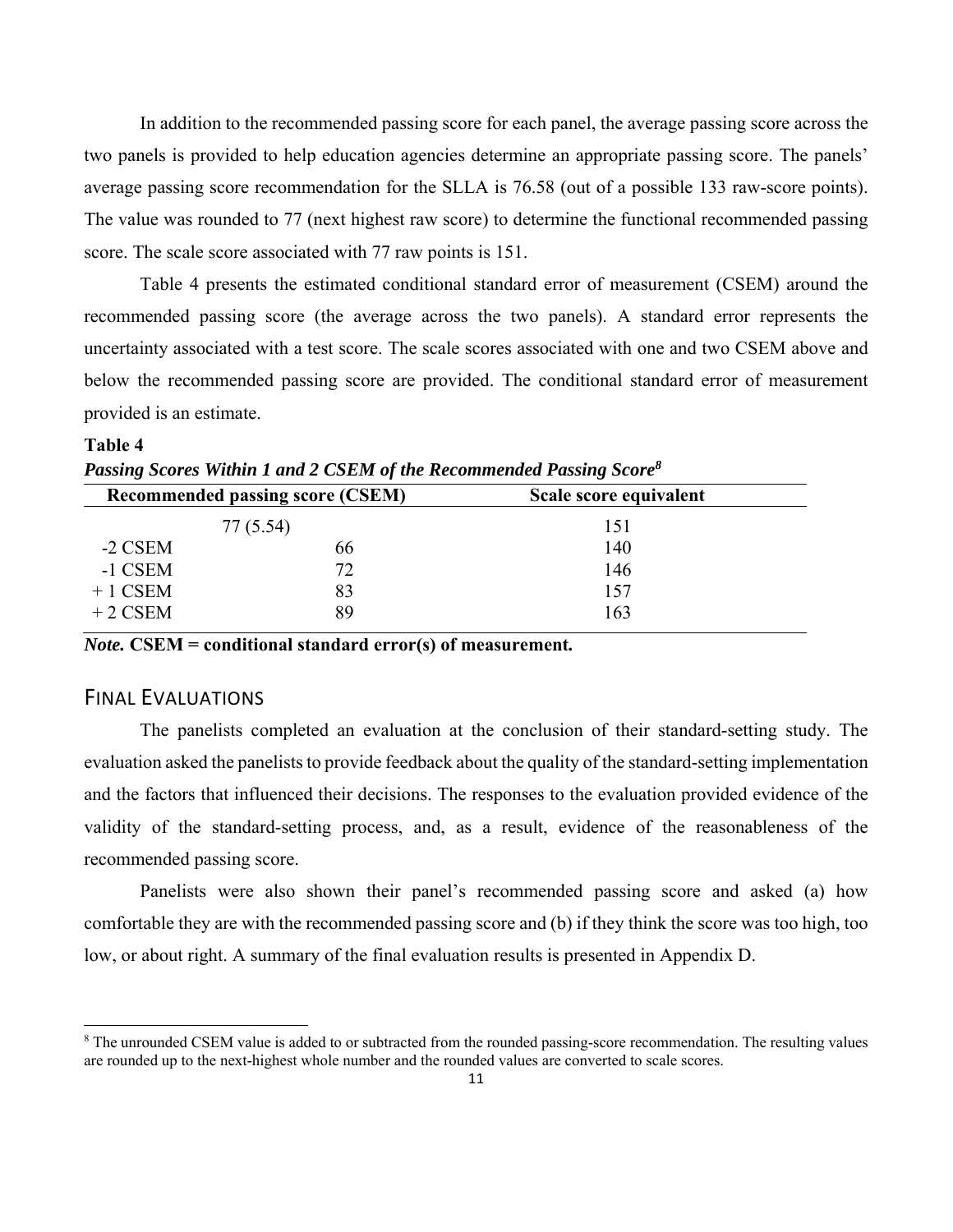In addition to the recommended passing score for each panel, the average passing score across the two panels is provided to help education agencies determine an appropriate passing score. The panels' average passing score recommendation for the SLLA is 76.58 (out of a possible 133 raw-score points). The value was rounded to 77 (next highest raw score) to determine the functional recommended passing score. The scale score associated with 77 raw points is 151.

Table 4 presents the estimated conditional standard error of measurement (CSEM) around the recommended passing score (the average across the two panels). A standard error represents the uncertainty associated with a test score. The scale scores associated with one and two CSEM above and below the recommended passing score are provided. The conditional standard error of measurement provided is an estimate.

**Table 4**

***Passing Scores Within 1 and 2 CSEM of the Recommended Passing Score[8]***

| | Recommended passing score (CSEM) | Scale score equivalent |
|---|---|---|
| | 77 (5.54) | 151 |
| -2 CSEM | 66 | 140 |
| -1 CSEM | 72 | 146 |
| + 1 CSEM | 83 | 157 |
| + 2 CSEM | 89 | 163 |

***Note.* CSEM = conditional standard error(s) of measurement.**

## Final Evaluations

The panelists completed an evaluation at the conclusion of their standard-setting study. The evaluation asked the panelists to provide feedback about the quality of the standard-setting implementation and the factors that influenced their decisions. The responses to the evaluation provided evidence of the validity of the standard-setting process, and, as a result, evidence of the reasonableness of the recommended passing score.

Panelists were also shown their panel's recommended passing score and asked (a) how comfortable they are with the recommended passing score and (b) if they think the score was too high, too low, or about right. A summary of the final evaluation results is presented in Appendix D.

[8] The unrounded CSEM value is added to or subtracted from the rounded passing-score recommendation. The resulting values are rounded up to the next-highest whole number and the rounded values are converted to scale scores.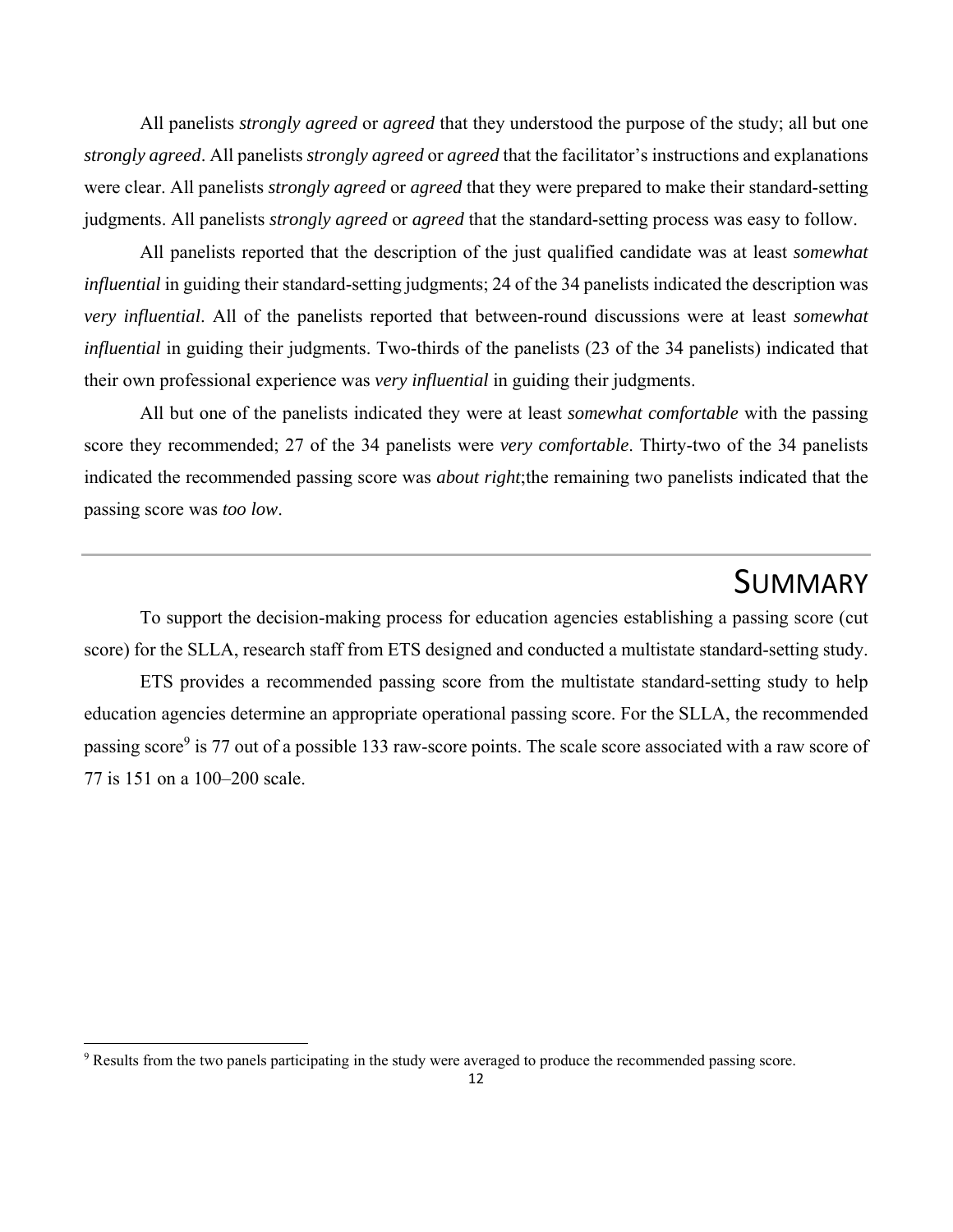All panelists *strongly agreed* or *agreed* that they understood the purpose of the study; all but one *strongly agreed*. All panelists *strongly agreed* or *agreed* that the facilitator's instructions and explanations were clear. All panelists *strongly agreed* or *agreed* that they were prepared to make their standard-setting judgments. All panelists *strongly agreed* or *agreed* that the standard-setting process was easy to follow.

All panelists reported that the description of the just qualified candidate was at least *somewhat influential* in guiding their standard-setting judgments; 24 of the 34 panelists indicated the description was *very influential*. All of the panelists reported that between-round discussions were at least *somewhat influential* in guiding their judgments. Two-thirds of the panelists (23 of the 34 panelists) indicated that their own professional experience was *very influential* in guiding their judgments.

All but one of the panelists indicated they were at least *somewhat comfortable* with the passing score they recommended; 27 of the 34 panelists were *very comfortable*. Thirty-two of the 34 panelists indicated the recommended passing score was *about right*;the remaining two panelists indicated that the passing score was *too low*.

## SUMMARY

To support the decision-making process for education agencies establishing a passing score (cut score) for the SLLA, research staff from ETS designed and conducted a multistate standard-setting study.

ETS provides a recommended passing score from the multistate standard-setting study to help education agencies determine an appropriate operational passing score. For the SLLA, the recommended passing score[9] is 77 out of a possible 133 raw-score points. The scale score associated with a raw score of 77 is 151 on a 100–200 scale.

[9] Results from the two panels participating in the study were averaged to produce the recommended passing score.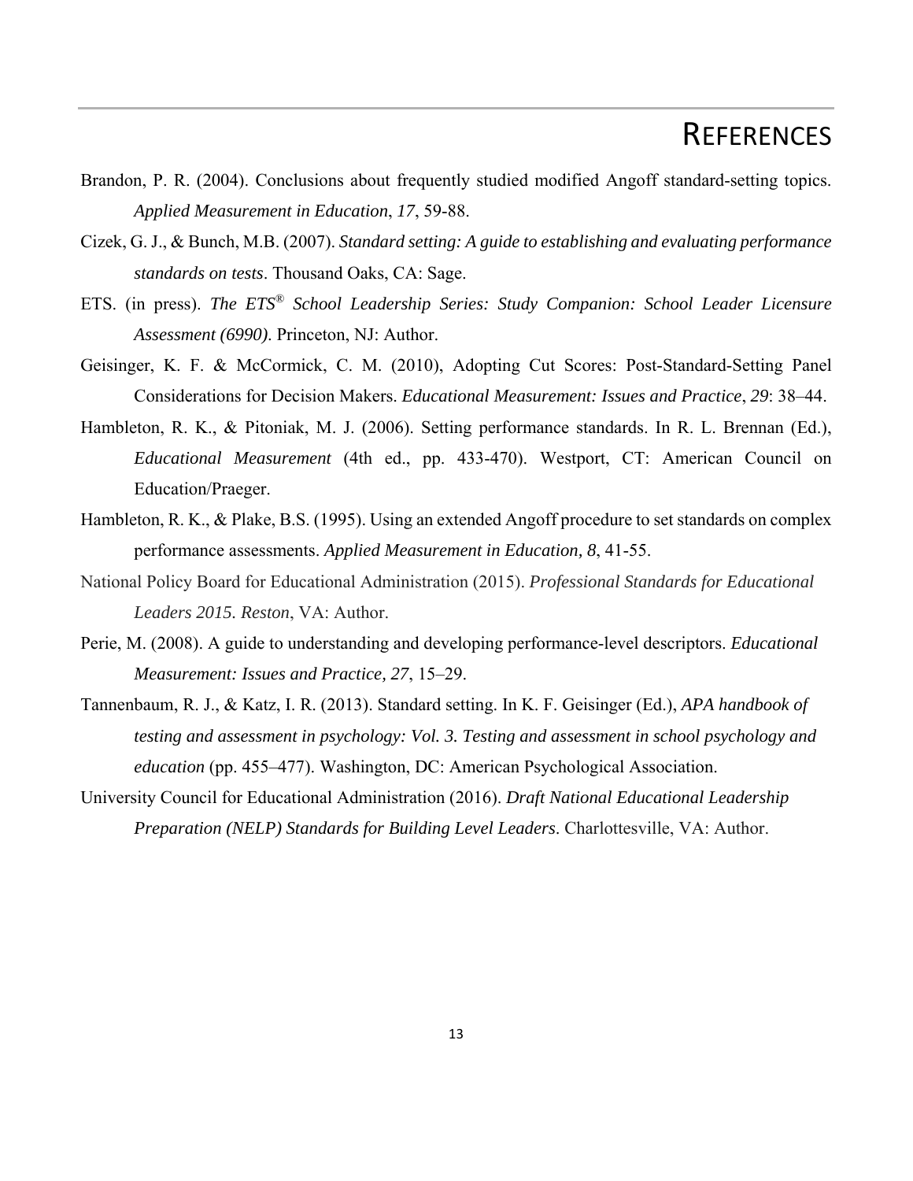# REFERENCES

Brandon, P. R. (2004). Conclusions about frequently studied modified Angoff standard-setting topics. *Applied Measurement in Education*, *17*, 59-88.

Cizek, G. J., & Bunch, M.B. (2007). *Standard setting: A guide to establishing and evaluating performance standards on tests*. Thousand Oaks, CA: Sage.

ETS. (in press). *The ETS® School Leadership Series: Study Companion: School Leader Licensure Assessment (6990)*. Princeton, NJ: Author.

Geisinger, K. F. & McCormick, C. M. (2010), Adopting Cut Scores: Post-Standard-Setting Panel Considerations for Decision Makers. *Educational Measurement: Issues and Practice*, *29*: 38–44.

Hambleton, R. K., & Pitoniak, M. J. (2006). Setting performance standards. In R. L. Brennan (Ed.), *Educational Measurement* (4th ed., pp. 433-470). Westport, CT: American Council on Education/Praeger.

Hambleton, R. K., & Plake, B.S. (1995). Using an extended Angoff procedure to set standards on complex performance assessments. *Applied Measurement in Education, 8*, 41-55.

National Policy Board for Educational Administration (2015). *Professional Standards for Educational Leaders 2015. Reston*, VA: Author.

Perie, M. (2008). A guide to understanding and developing performance-level descriptors. *Educational Measurement: Issues and Practice, 27*, 15–29.

Tannenbaum, R. J., & Katz, I. R. (2013). Standard setting. In K. F. Geisinger (Ed.), *APA handbook of testing and assessment in psychology: Vol. 3. Testing and assessment in school psychology and education* (pp. 455–477). Washington, DC: American Psychological Association.

University Council for Educational Administration (2016). *Draft National Educational Leadership Preparation (NELP) Standards for Building Level Leaders*. Charlottesville, VA: Author.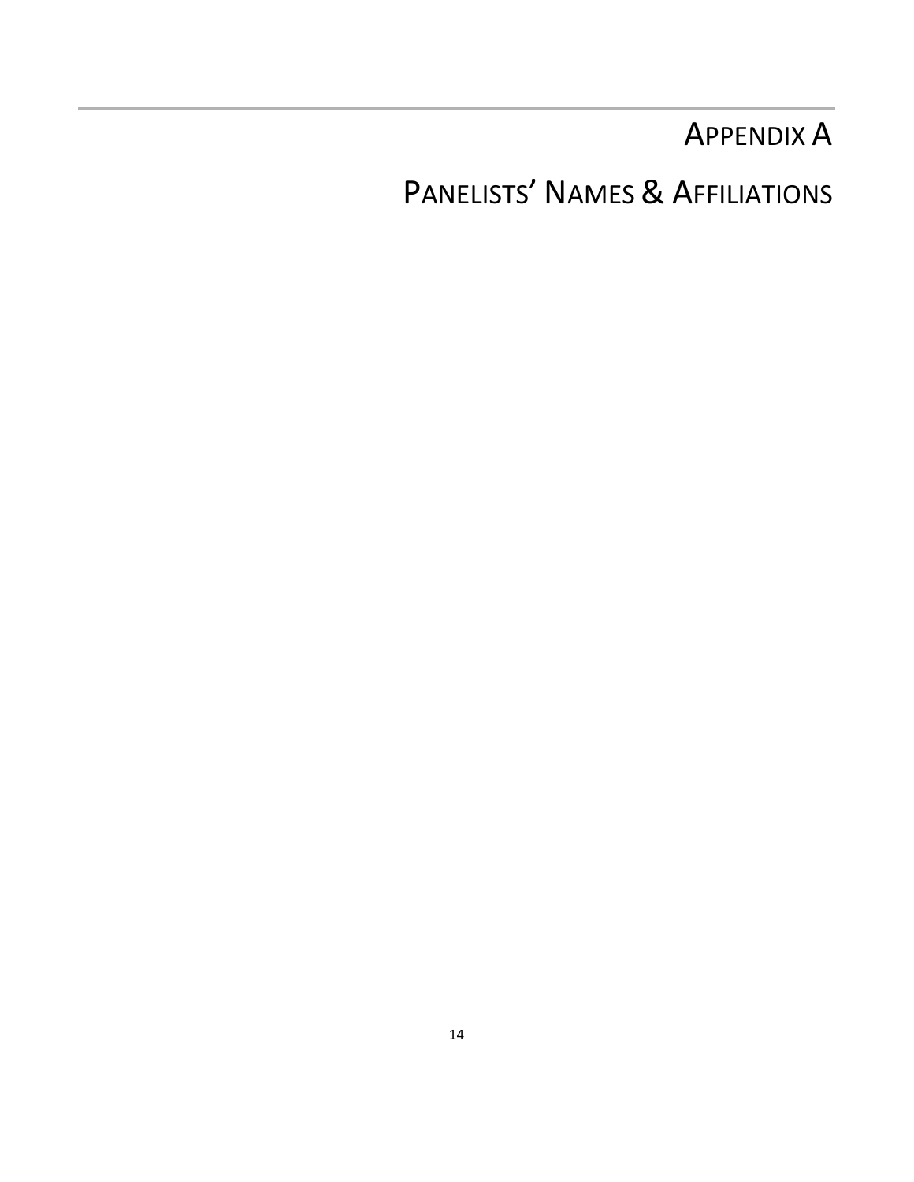# APPENDIX A

# PANELISTS' NAMES & AFFILIATIONS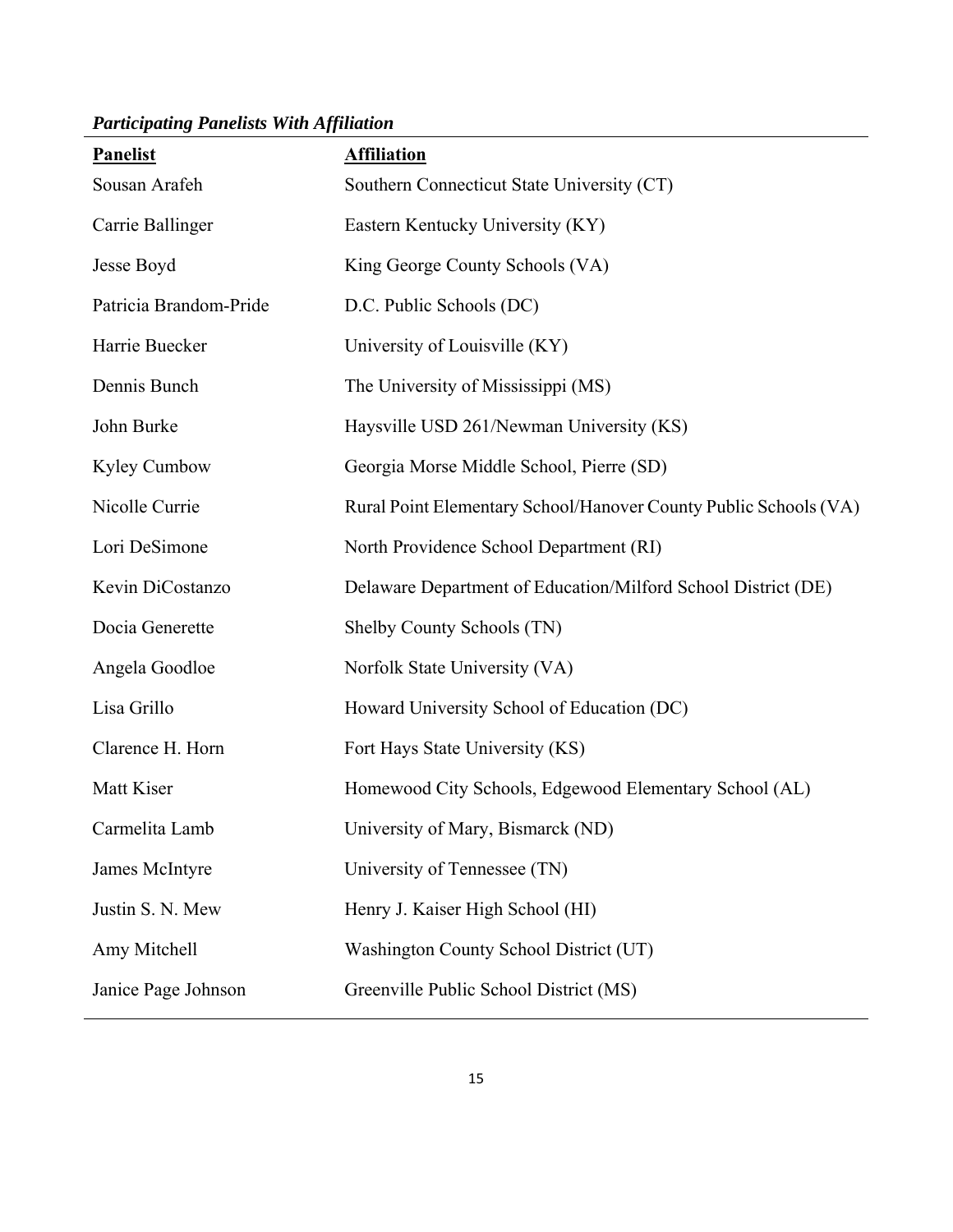***Participating Panelists With Affiliation***

| Panelist | Affiliation |
|---|---|
| Sousan Arafeh | Southern Connecticut State University (CT) |
| Carrie Ballinger | Eastern Kentucky University (KY) |
| Jesse Boyd | King George County Schools (VA) |
| Patricia Brandom-Pride | D.C. Public Schools (DC) |
| Harrie Buecker | University of Louisville (KY) |
| Dennis Bunch | The University of Mississippi (MS) |
| John Burke | Haysville USD 261/Newman University (KS) |
| Kyley Cumbow | Georgia Morse Middle School, Pierre (SD) |
| Nicolle Currie | Rural Point Elementary School/Hanover County Public Schools (VA) |
| Lori DeSimone | North Providence School Department (RI) |
| Kevin DiCostanzo | Delaware Department of Education/Milford School District (DE) |
| Docia Generette | Shelby County Schools (TN) |
| Angela Goodloe | Norfolk State University (VA) |
| Lisa Grillo | Howard University School of Education (DC) |
| Clarence H. Horn | Fort Hays State University (KS) |
| Matt Kiser | Homewood City Schools, Edgewood Elementary School (AL) |
| Carmelita Lamb | University of Mary, Bismarck (ND) |
| James McIntyre | University of Tennessee (TN) |
| Justin S. N. Mew | Henry J. Kaiser High School (HI) |
| Amy Mitchell | Washington County School District (UT) |
| Janice Page Johnson | Greenville Public School District (MS) |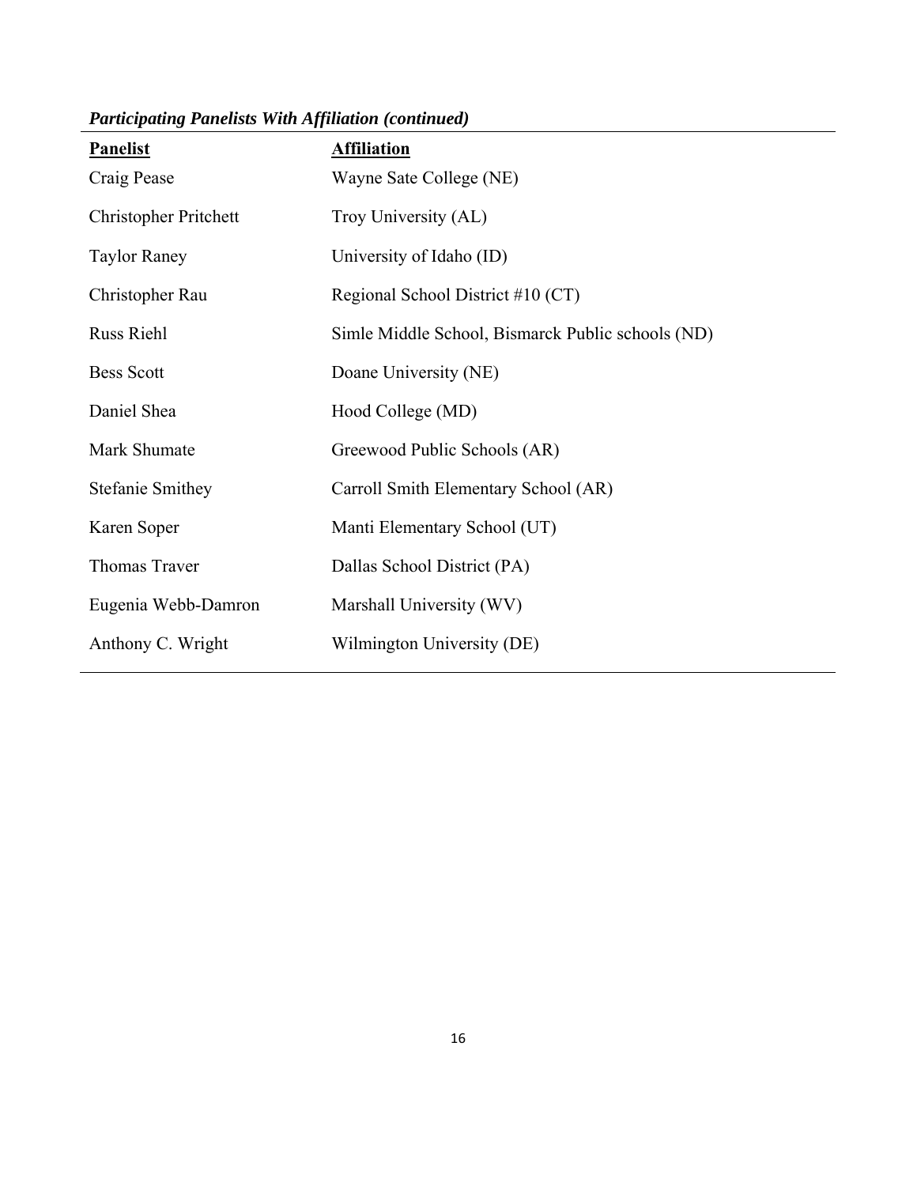*Participating Panelists With Affiliation (continued)*

| Panelist | Affiliation |
|---|---|
| Craig Pease | Wayne Sate College (NE) |
| Christopher Pritchett | Troy University (AL) |
| Taylor Raney | University of Idaho (ID) |
| Christopher Rau | Regional School District #10 (CT) |
| Russ Riehl | Simle Middle School, Bismarck Public schools (ND) |
| Bess Scott | Doane University (NE) |
| Daniel Shea | Hood College (MD) |
| Mark Shumate | Greewood Public Schools (AR) |
| Stefanie Smithey | Carroll Smith Elementary School (AR) |
| Karen Soper | Manti Elementary School (UT) |
| Thomas Traver | Dallas School District (PA) |
| Eugenia Webb-Damron | Marshall University (WV) |
| Anthony C. Wright | Wilmington University (DE) |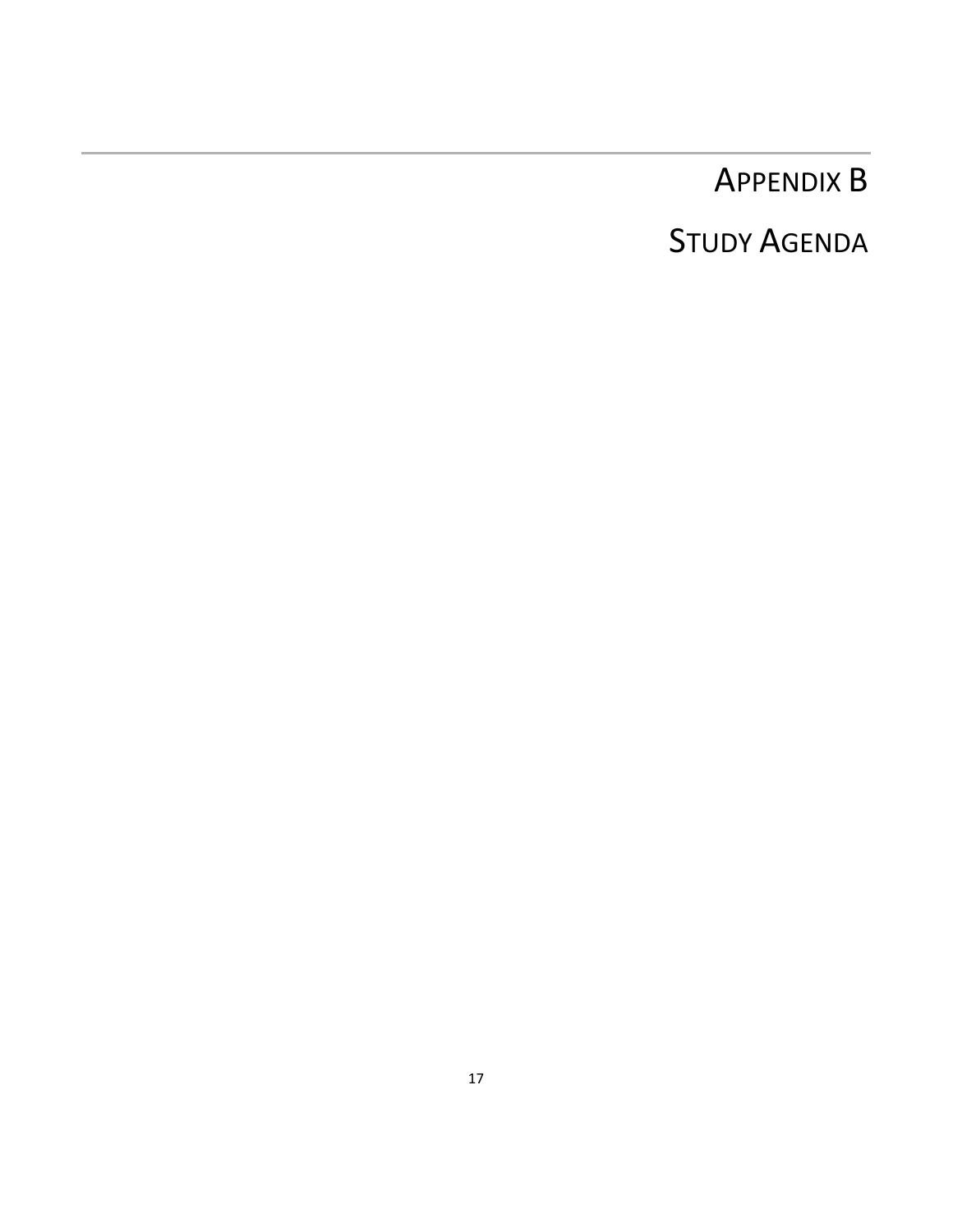# Appendix B

# Study Agenda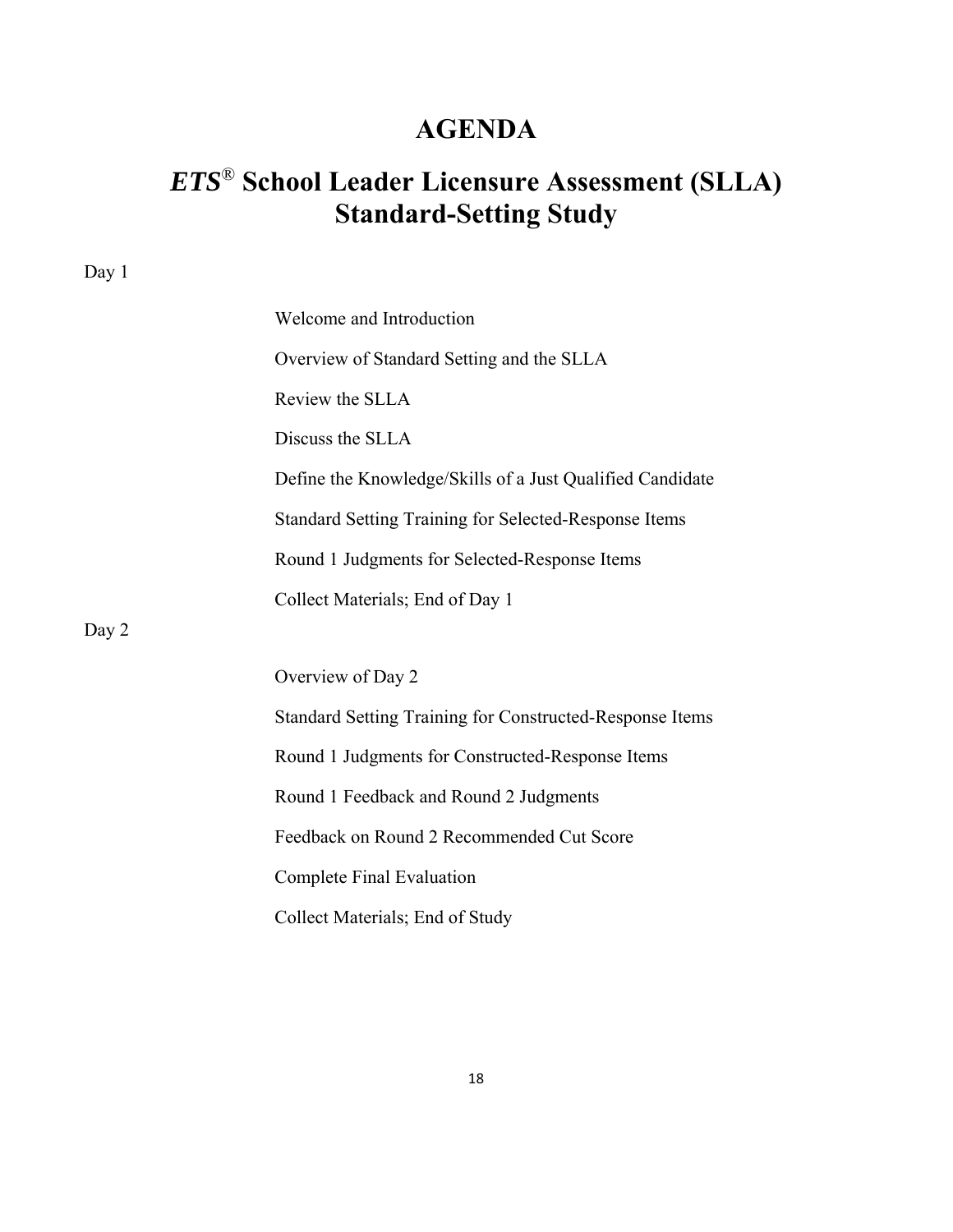# AGENDA

## *ETS*® School Leader Licensure Assessment (SLLA) Standard-Setting Study

Day 1

- Welcome and Introduction
- Overview of Standard Setting and the SLLA
- Review the SLLA
- Discuss the SLLA
- Define the Knowledge/Skills of a Just Qualified Candidate
- Standard Setting Training for Selected-Response Items
- Round 1 Judgments for Selected-Response Items
- Collect Materials; End of Day 1

Day 2

- Overview of Day 2
- Standard Setting Training for Constructed-Response Items
- Round 1 Judgments for Constructed-Response Items
- Round 1 Feedback and Round 2 Judgments
- Feedback on Round 2 Recommended Cut Score
- Complete Final Evaluation
- Collect Materials; End of Study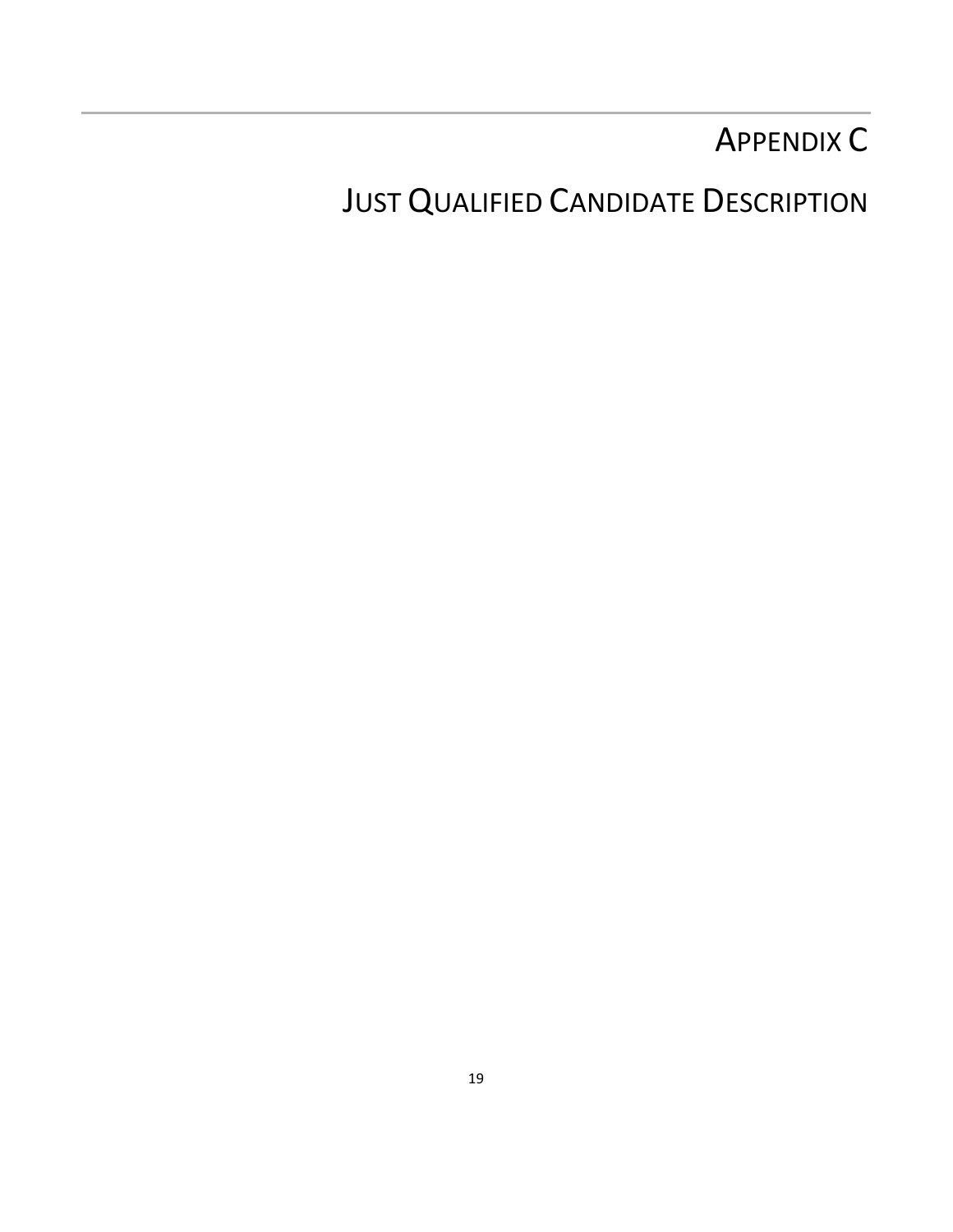# Appendix C

# Just Qualified Candidate Description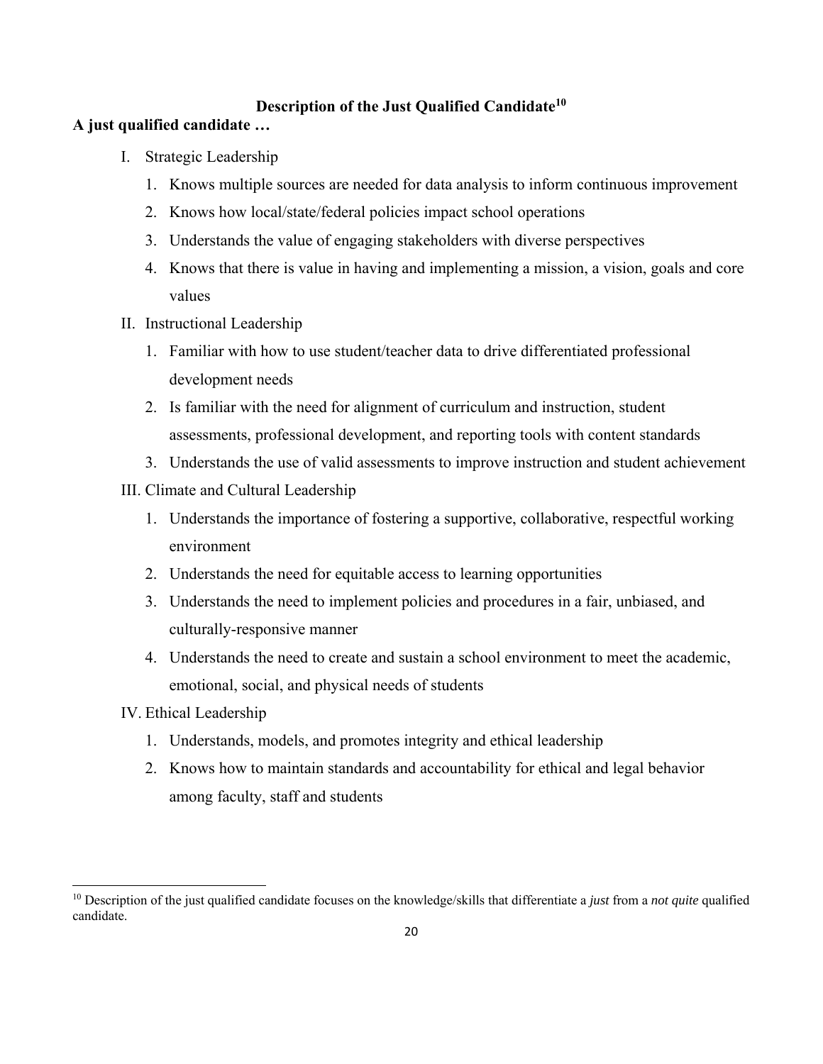## Description of the Just Qualified Candidate[10]

**A just qualified candidate …**

I. Strategic Leadership
   1. Knows multiple sources are needed for data analysis to inform continuous improvement
   2. Knows how local/state/federal policies impact school operations
   3. Understands the value of engaging stakeholders with diverse perspectives
   4. Knows that there is value in having and implementing a mission, a vision, goals and core values

II. Instructional Leadership
   1. Familiar with how to use student/teacher data to drive differentiated professional development needs
   2. Is familiar with the need for alignment of curriculum and instruction, student assessments, professional development, and reporting tools with content standards
   3. Understands the use of valid assessments to improve instruction and student achievement

III. Climate and Cultural Leadership
   1. Understands the importance of fostering a supportive, collaborative, respectful working environment
   2. Understands the need for equitable access to learning opportunities
   3. Understands the need to implement policies and procedures in a fair, unbiased, and culturally-responsive manner
   4. Understands the need to create and sustain a school environment to meet the academic, emotional, social, and physical needs of students

IV. Ethical Leadership
   1. Understands, models, and promotes integrity and ethical leadership
   2. Knows how to maintain standards and accountability for ethical and legal behavior among faculty, staff and students

---

[10] Description of the just qualified candidate focuses on the knowledge/skills that differentiate a *just* from a *not quite* qualified candidate.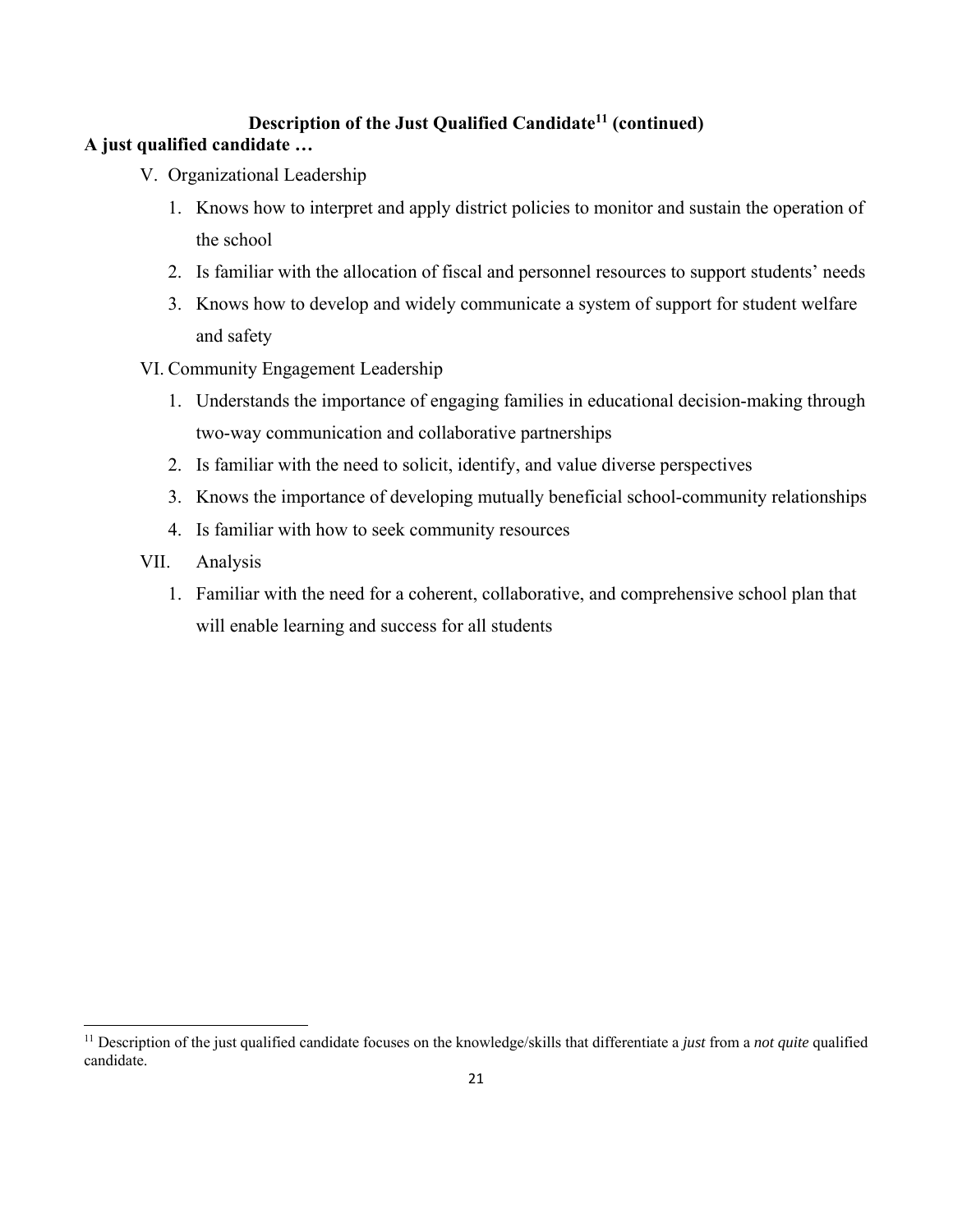## Description of the Just Qualified Candidate[11] (continued)

**A just qualified candidate …**

V. Organizational Leadership

1. Knows how to interpret and apply district policies to monitor and sustain the operation of the school
2. Is familiar with the allocation of fiscal and personnel resources to support students' needs
3. Knows how to develop and widely communicate a system of support for student welfare and safety

VI. Community Engagement Leadership

1. Understands the importance of engaging families in educational decision-making through two-way communication and collaborative partnerships
2. Is familiar with the need to solicit, identify, and value diverse perspectives
3. Knows the importance of developing mutually beneficial school-community relationships
4. Is familiar with how to seek community resources

VII. Analysis

1. Familiar with the need for a coherent, collaborative, and comprehensive school plan that will enable learning and success for all students

---

[11] Description of the just qualified candidate focuses on the knowledge/skills that differentiate a *just* from a *not quite* qualified candidate.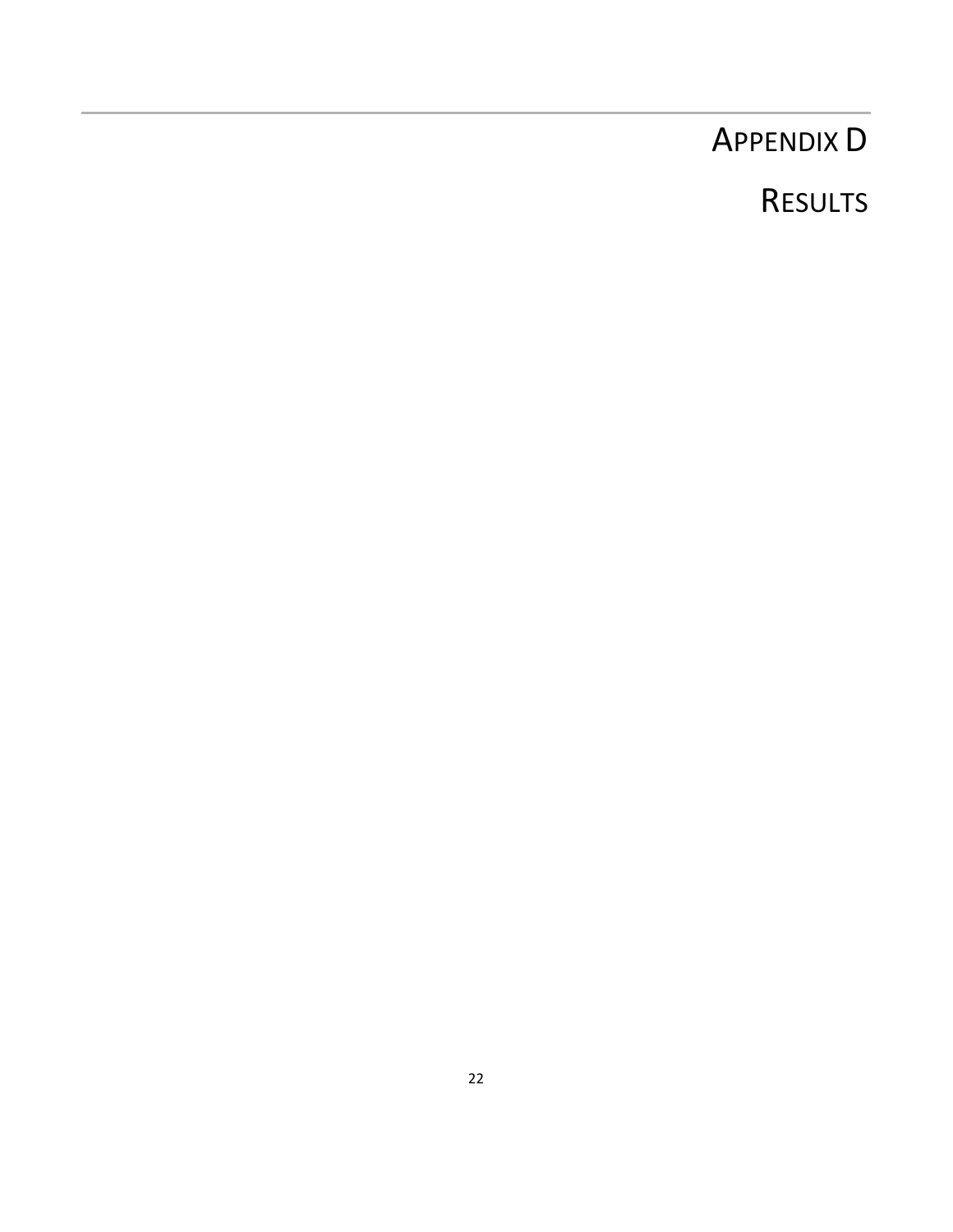# Appendix D

## Results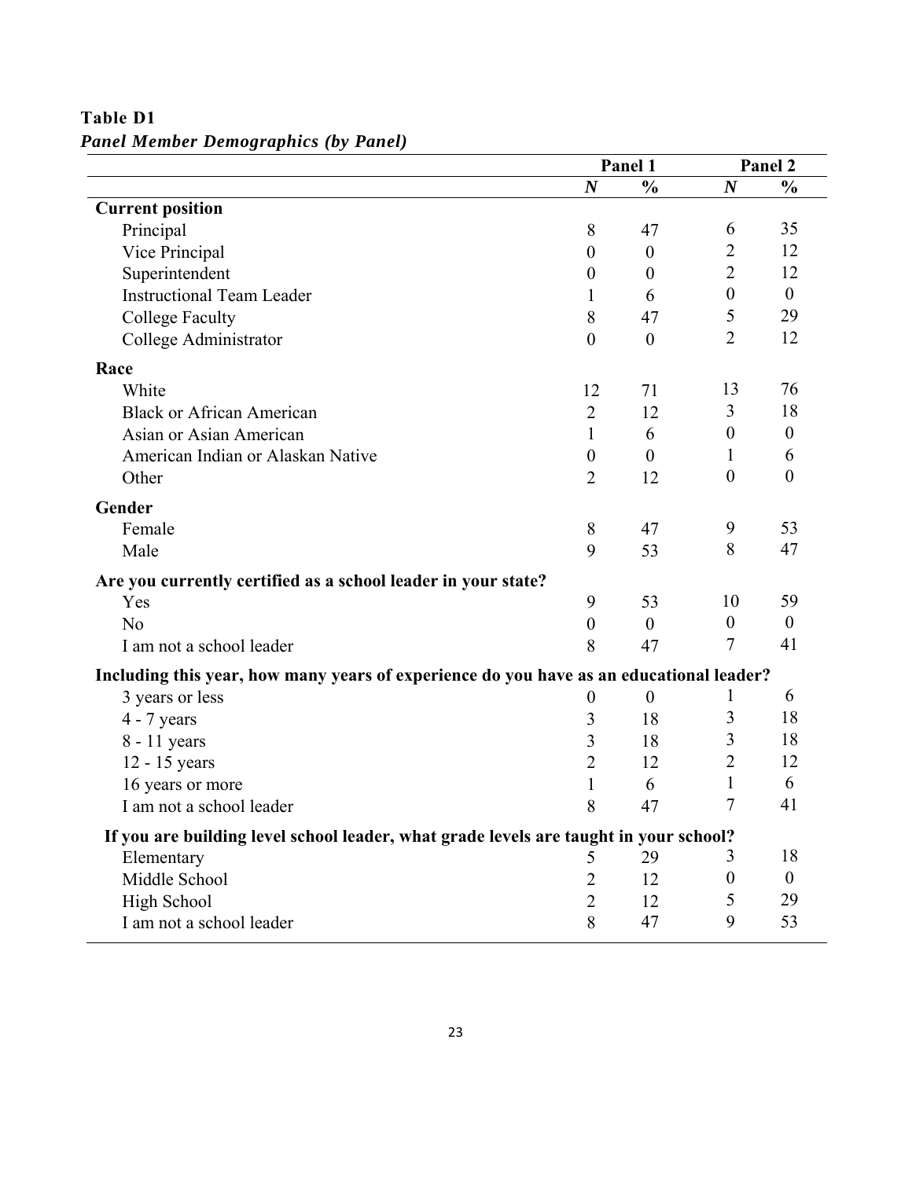**Table D1**

***Panel Member Demographics (by Panel)***

| | Panel 1 | | Panel 2 | |
|---|---|---|---|---|
| | ***N*** | **%** | ***N*** | **%** |
| **Current position** | | | | |
| Principal | 8 | 47 | 6 | 35 |
| Vice Principal | 0 | 0 | 2 | 12 |
| Superintendent | 0 | 0 | 2 | 12 |
| Instructional Team Leader | 1 | 6 | 0 | 0 |
| College Faculty | 8 | 47 | 5 | 29 |
| College Administrator | 0 | 0 | 2 | 12 |
| **Race** | | | | |
| White | 12 | 71 | 13 | 76 |
| Black or African American | 2 | 12 | 3 | 18 |
| Asian or Asian American | 1 | 6 | 0 | 0 |
| American Indian or Alaskan Native | 0 | 0 | 1 | 6 |
| Other | 2 | 12 | 0 | 0 |
| **Gender** | | | | |
| Female | 8 | 47 | 9 | 53 |
| Male | 9 | 53 | 8 | 47 |
| **Are you currently certified as a school leader in your state?** | | | | |
| Yes | 9 | 53 | 10 | 59 |
| No | 0 | 0 | 0 | 0 |
| I am not a school leader | 8 | 47 | 7 | 41 |
| **Including this year, how many years of experience do you have as an educational leader?** | | | | |
| 3 years or less | 0 | 0 | 1 | 6 |
| 4 - 7 years | 3 | 18 | 3 | 18 |
| 8 - 11 years | 3 | 18 | 3 | 18 |
| 12 - 15 years | 2 | 12 | 2 | 12 |
| 16 years or more | 1 | 6 | 1 | 6 |
| I am not a school leader | 8 | 47 | 7 | 41 |
| **If you are building level school leader, what grade levels are taught in your school?** | | | | |
| Elementary | 5 | 29 | 3 | 18 |
| Middle School | 2 | 12 | 0 | 0 |
| High School | 2 | 12 | 5 | 29 |
| I am not a school leader | 8 | 47 | 9 | 53 |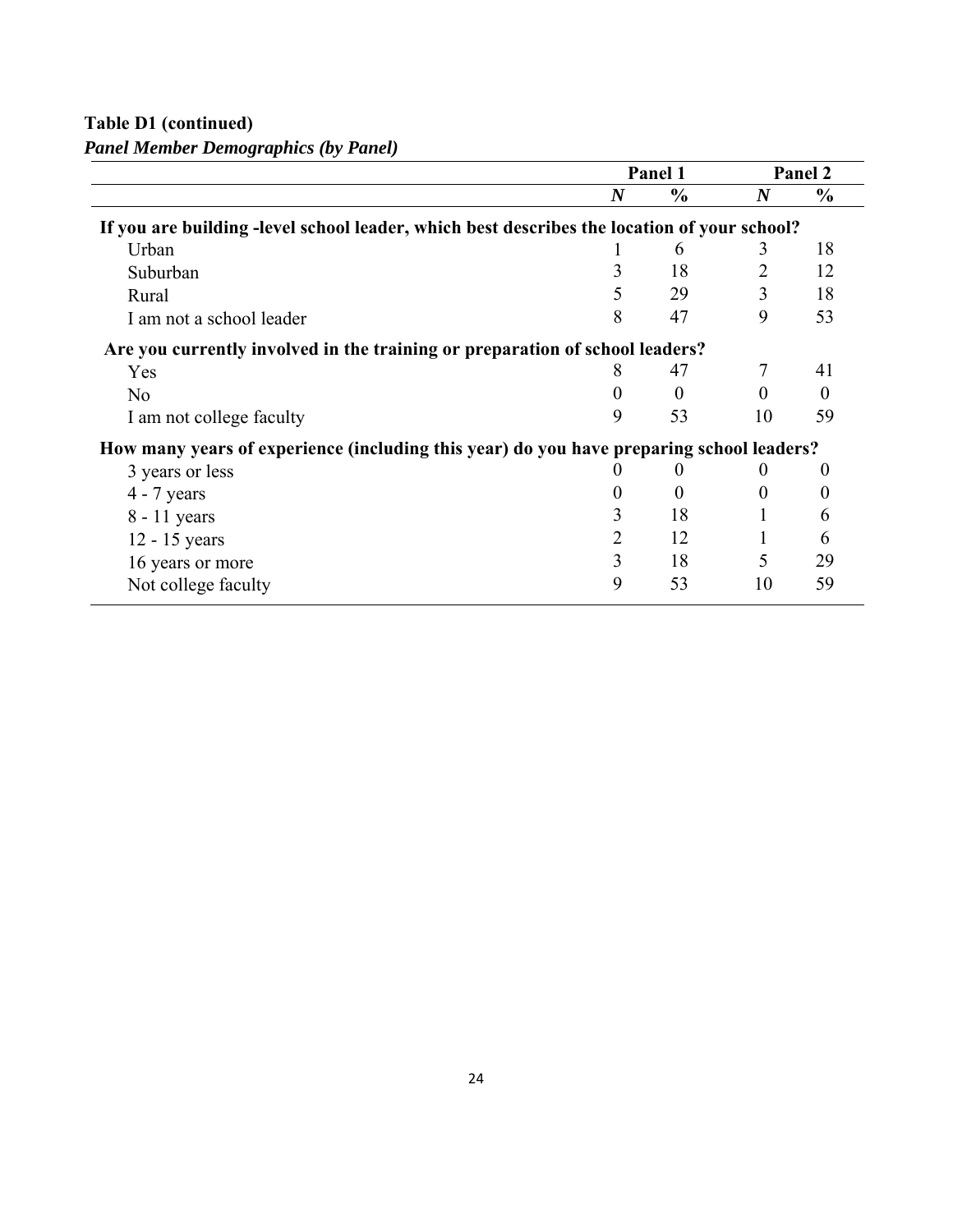**Table D1 (continued)**

***Panel Member Demographics (by Panel)***

| | Panel 1 | | Panel 2 | |
|---|---|---|---|---|
| | ***N*** | **%** | ***N*** | **%** |
| **If you are building -level school leader, which best describes the location of your school?** | | | | |
| Urban | 1 | 6 | 3 | 18 |
| Suburban | 3 | 18 | 2 | 12 |
| Rural | 5 | 29 | 3 | 18 |
| I am not a school leader | 8 | 47 | 9 | 53 |
| **Are you currently involved in the training or preparation of school leaders?** | | | | |
| Yes | 8 | 47 | 7 | 41 |
| No | 0 | 0 | 0 | 0 |
| I am not college faculty | 9 | 53 | 10 | 59 |
| **How many years of experience (including this year) do you have preparing school leaders?** | | | | |
| 3 years or less | 0 | 0 | 0 | 0 |
| 4 - 7 years | 0 | 0 | 0 | 0 |
| 8 - 11 years | 3 | 18 | 1 | 6 |
| 12 - 15 years | 2 | 12 | 1 | 6 |
| 16 years or more | 3 | 18 | 5 | 29 |
| Not college faculty | 9 | 53 | 10 | 59 |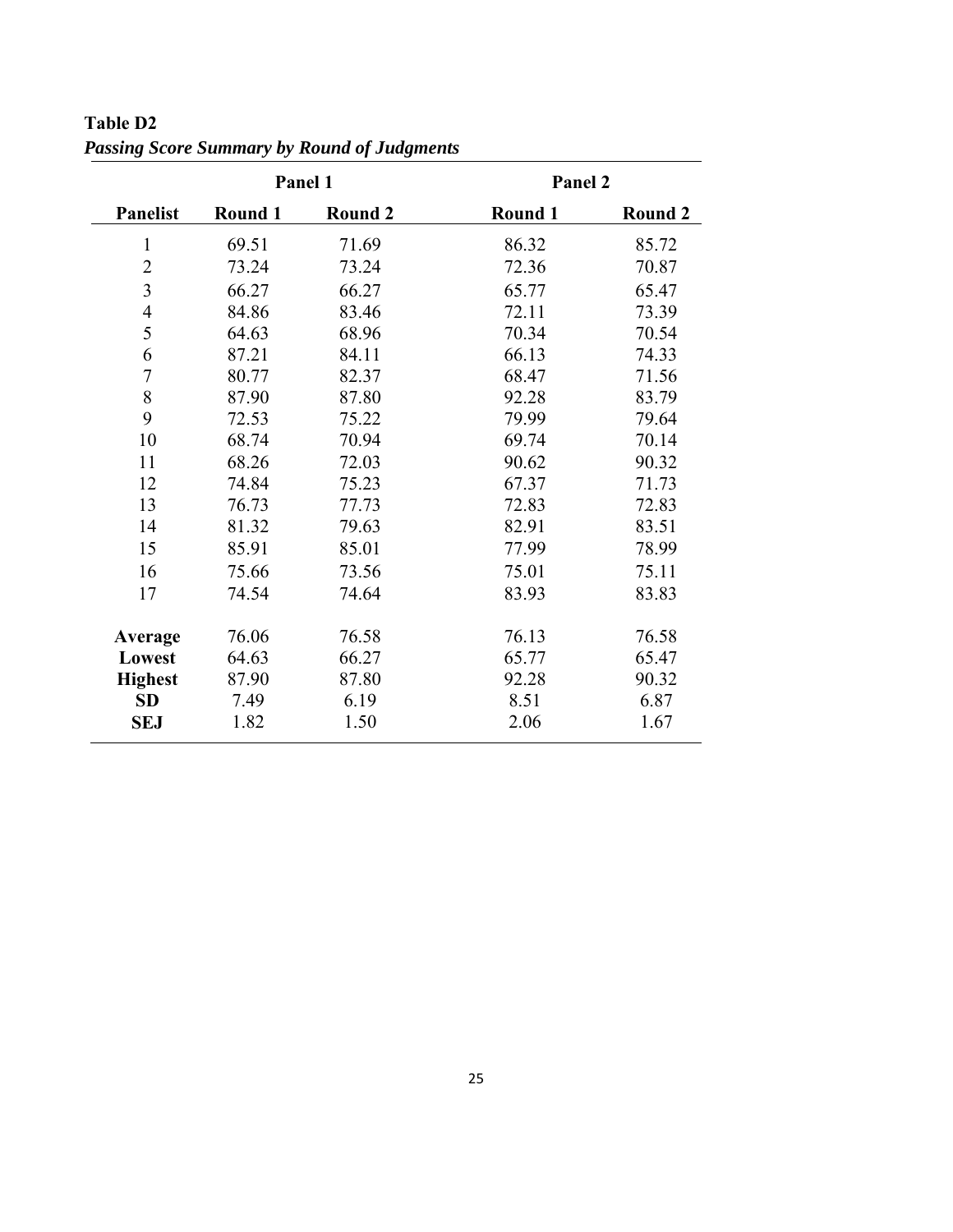**Table D2**

***Passing Score Summary by Round of Judgments***

| | Panel 1 | | Panel 2 | |
|---|---|---|---|---|
| **Panelist** | **Round 1** | **Round 2** | **Round 1** | **Round 2** |
| 1 | 69.51 | 71.69 | 86.32 | 85.72 |
| 2 | 73.24 | 73.24 | 72.36 | 70.87 |
| 3 | 66.27 | 66.27 | 65.77 | 65.47 |
| 4 | 84.86 | 83.46 | 72.11 | 73.39 |
| 5 | 64.63 | 68.96 | 70.34 | 70.54 |
| 6 | 87.21 | 84.11 | 66.13 | 74.33 |
| 7 | 80.77 | 82.37 | 68.47 | 71.56 |
| 8 | 87.90 | 87.80 | 92.28 | 83.79 |
| 9 | 72.53 | 75.22 | 79.99 | 79.64 |
| 10 | 68.74 | 70.94 | 69.74 | 70.14 |
| 11 | 68.26 | 72.03 | 90.62 | 90.32 |
| 12 | 74.84 | 75.23 | 67.37 | 71.73 |
| 13 | 76.73 | 77.73 | 72.83 | 72.83 |
| 14 | 81.32 | 79.63 | 82.91 | 83.51 |
| 15 | 85.91 | 85.01 | 77.99 | 78.99 |
| 16 | 75.66 | 73.56 | 75.01 | 75.11 |
| 17 | 74.54 | 74.64 | 83.93 | 83.83 |
| **Average** | 76.06 | 76.58 | 76.13 | 76.58 |
| **Lowest** | 64.63 | 66.27 | 65.77 | 65.47 |
| **Highest** | 87.90 | 87.80 | 92.28 | 90.32 |
| **SD** | 7.49 | 6.19 | 8.51 | 6.87 |
| **SEJ** | 1.82 | 1.50 | 2.06 | 1.67 |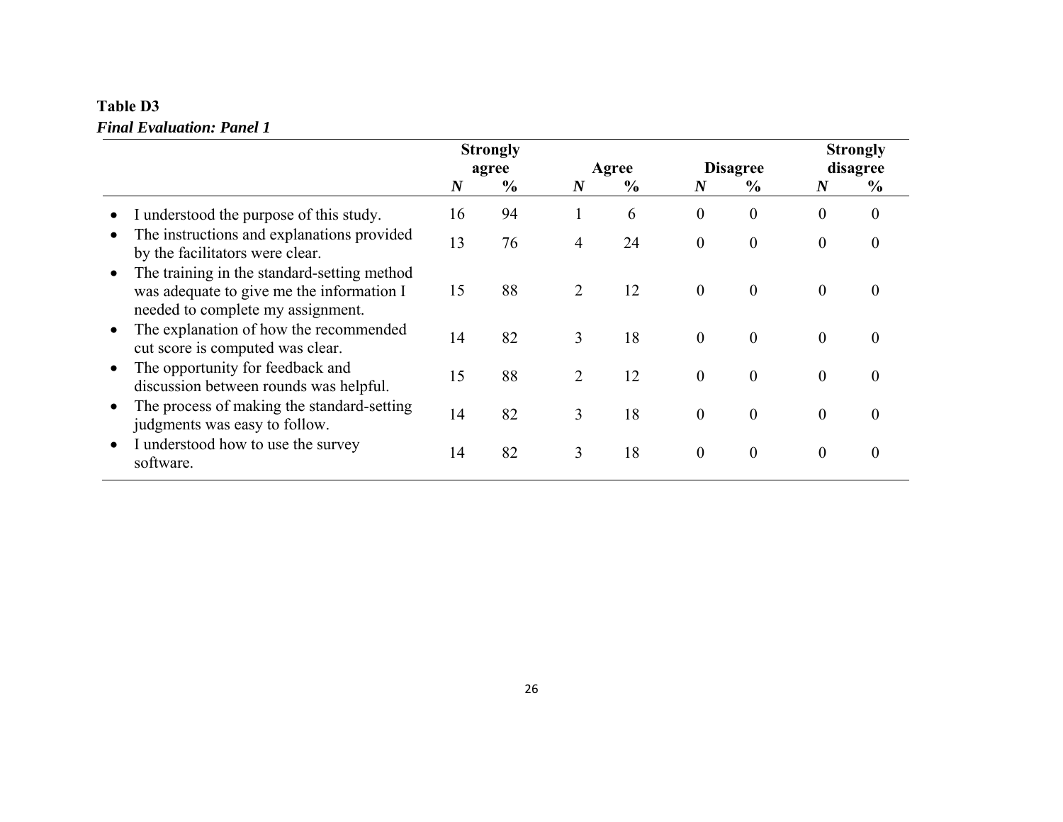**Table D3**

***Final Evaluation: Panel 1***

| | Strongly agree | | Agree | | Disagree | | Strongly disagree | |
|---|---|---|---|---|---|---|---|---|
| | ***N*** | **%** | ***N*** | **%** | ***N*** | **%** | ***N*** | **%** |
| • I understood the purpose of this study. | 16 | 94 | 1 | 6 | 0 | 0 | 0 | 0 |
| • The instructions and explanations provided by the facilitators were clear. | 13 | 76 | 4 | 24 | 0 | 0 | 0 | 0 |
| • The training in the standard-setting method was adequate to give me the information I needed to complete my assignment. | 15 | 88 | 2 | 12 | 0 | 0 | 0 | 0 |
| • The explanation of how the recommended cut score is computed was clear. | 14 | 82 | 3 | 18 | 0 | 0 | 0 | 0 |
| • The opportunity for feedback and discussion between rounds was helpful. | 15 | 88 | 2 | 12 | 0 | 0 | 0 | 0 |
| • The process of making the standard-setting judgments was easy to follow. | 14 | 82 | 3 | 18 | 0 | 0 | 0 | 0 |
| • I understood how to use the survey software. | 14 | 82 | 3 | 18 | 0 | 0 | 0 | 0 |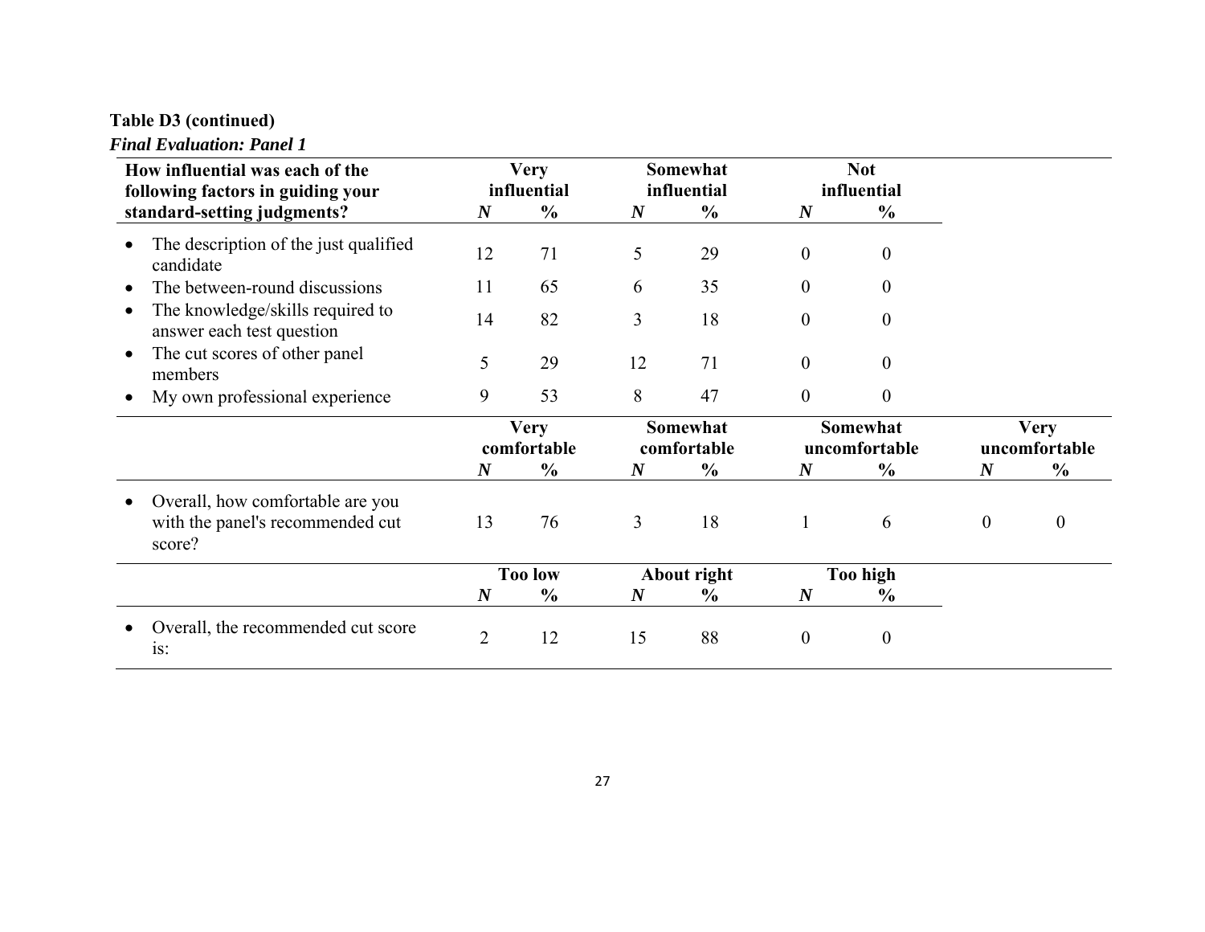**Table D3 (continued)**

***Final Evaluation: Panel 1***

| How influential was each of the following factors in guiding your standard-setting judgments? | Very influential | | Somewhat influential | | Not influential | |
|---|---|---|---|---|---|---|
| | ***N*** | **%** | ***N*** | **%** | ***N*** | **%** |
| • The description of the just qualified candidate | 12 | 71 | 5 | 29 | 0 | 0 |
| • The between-round discussions | 11 | 65 | 6 | 35 | 0 | 0 |
| • The knowledge/skills required to answer each test question | 14 | 82 | 3 | 18 | 0 | 0 |
| • The cut scores of other panel members | 5 | 29 | 12 | 71 | 0 | 0 |
| • My own professional experience | 9 | 53 | 8 | 47 | 0 | 0 |

| | Very comfortable | | Somewhat comfortable | | Somewhat uncomfortable | | Very uncomfortable | |
|---|---|---|---|---|---|---|---|---|
| | ***N*** | **%** | ***N*** | **%** | ***N*** | **%** | ***N*** | **%** |
| • Overall, how comfortable are you with the panel's recommended cut score? | 13 | 76 | 3 | 18 | 1 | 6 | 0 | 0 |

| | Too low | | About right | | Too high | |
|---|---|---|---|---|---|---|
| | ***N*** | **%** | ***N*** | **%** | ***N*** | **%** |
| • Overall, the recommended cut score is: | 2 | 12 | 15 | 88 | 0 | 0 |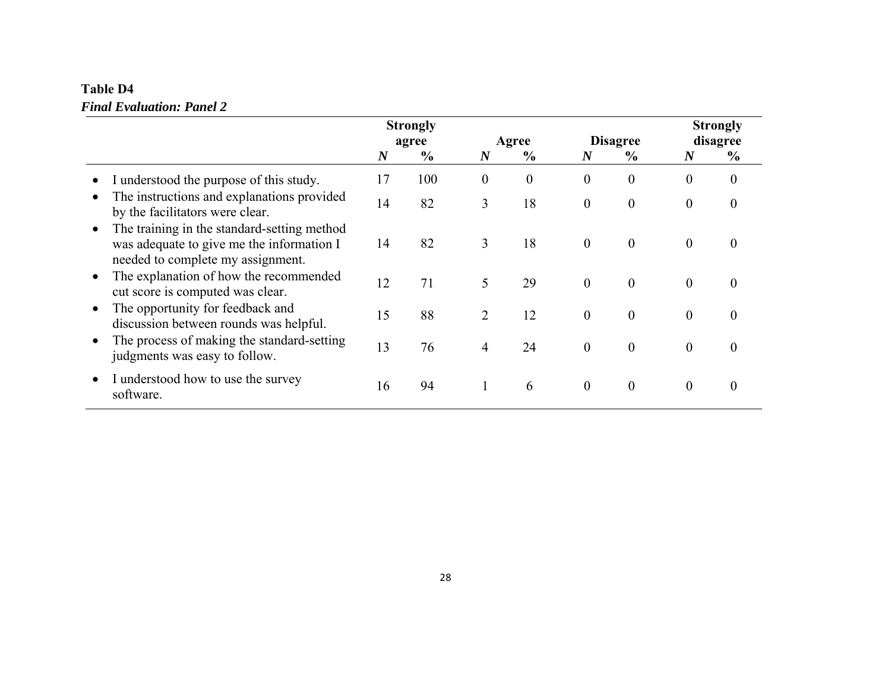**Table D4**

***Final Evaluation: Panel 2***

| | Strongly agree | | Agree | | Disagree | | Strongly disagree | |
|---|---|---|---|---|---|---|---|---|
| | ***N*** | **%** | ***N*** | **%** | ***N*** | **%** | ***N*** | **%** |
| • I understood the purpose of this study. | 17 | 100 | 0 | 0 | 0 | 0 | 0 | 0 |
| • The instructions and explanations provided by the facilitators were clear. | 14 | 82 | 3 | 18 | 0 | 0 | 0 | 0 |
| • The training in the standard-setting method was adequate to give me the information I needed to complete my assignment. | 14 | 82 | 3 | 18 | 0 | 0 | 0 | 0 |
| • The explanation of how the recommended cut score is computed was clear. | 12 | 71 | 5 | 29 | 0 | 0 | 0 | 0 |
| • The opportunity for feedback and discussion between rounds was helpful. | 15 | 88 | 2 | 12 | 0 | 0 | 0 | 0 |
| • The process of making the standard-setting judgments was easy to follow. | 13 | 76 | 4 | 24 | 0 | 0 | 0 | 0 |
| • I understood how to use the survey software. | 16 | 94 | 1 | 6 | 0 | 0 | 0 | 0 |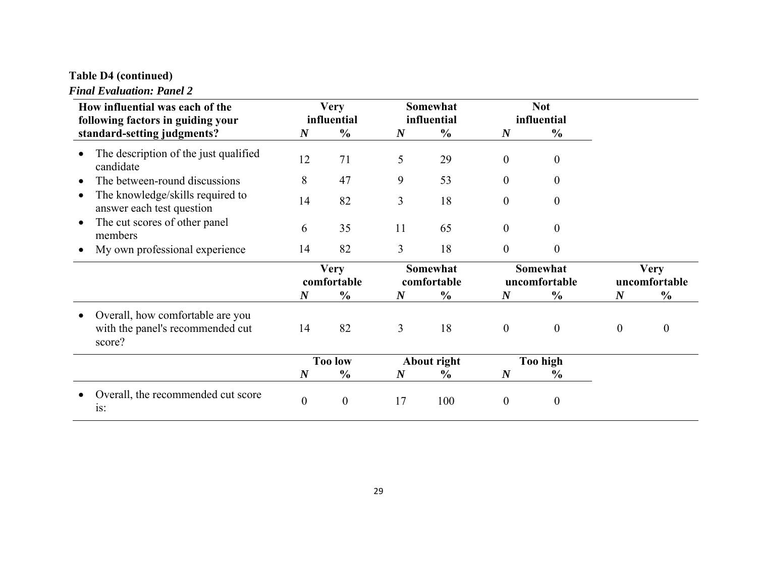**Table D4 (continued)**

***Final Evaluation: Panel 2***

| How influential was each of the following factors in guiding your standard-setting judgments? | Very influential | | Somewhat influential | | Not influential | | | |
|---|---|---|---|---|---|---|---|---|
| | *N* | % | *N* | % | *N* | % | | |
| • The description of the just qualified candidate | 12 | 71 | 5 | 29 | 0 | 0 | | |
| • The between-round discussions | 8 | 47 | 9 | 53 | 0 | 0 | | |
| • The knowledge/skills required to answer each test question | 14 | 82 | 3 | 18 | 0 | 0 | | |
| • The cut scores of other panel members | 6 | 35 | 11 | 65 | 0 | 0 | | |
| • My own professional experience | 14 | 82 | 3 | 18 | 0 | 0 | | |
| | **Very comfortable** | | **Somewhat comfortable** | | **Somewhat uncomfortable** | | **Very uncomfortable** | |
| | *N* | % | *N* | % | *N* | % | *N* | % |
| • Overall, how comfortable are you with the panel's recommended cut score? | 14 | 82 | 3 | 18 | 0 | 0 | 0 | 0 |
| | **Too low** | | **About right** | | **Too high** | | | |
| | *N* | % | *N* | % | *N* | % | | |
| • Overall, the recommended cut score is: | 0 | 0 | 17 | 100 | 0 | 0 | | |